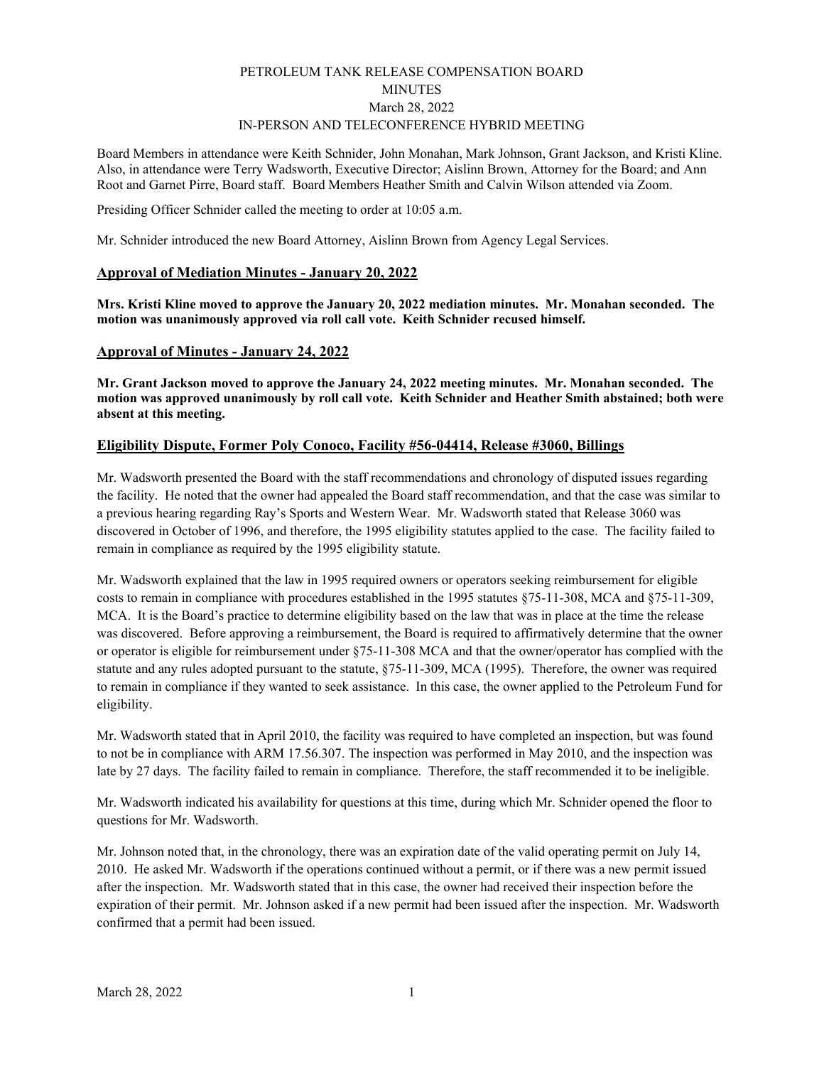PETROLEUM TANK RELEASE COMPENSATION BOARD
MINUTES
March 28, 2022
IN-PERSON AND TELECONFERENCE HYBRID MEETING

Board Members in attendance were Keith Schnider, John Monahan, Mark Johnson, Grant Jackson, and Kristi Kline. Also, in attendance were Terry Wadsworth, Executive Director; Aislinn Brown, Attorney for the Board; and Ann Root and Garnet Pirre, Board staff. Board Members Heather Smith and Calvin Wilson attended via Zoom.

Presiding Officer Schnider called the meeting to order at 10:05 a.m.

Mr. Schnider introduced the new Board Attorney, Aislinn Brown from Agency Legal Services.

## Approval of Mediation Minutes - January 20, 2022

**Mrs. Kristi Kline moved to approve the January 20, 2022 mediation minutes. Mr. Monahan seconded. The motion was unanimously approved via roll call vote. Keith Schnider recused himself.**

## Approval of Minutes - January 24, 2022

**Mr. Grant Jackson moved to approve the January 24, 2022 meeting minutes. Mr. Monahan seconded. The motion was approved unanimously by roll call vote. Keith Schnider and Heather Smith abstained; both were absent at this meeting.**

## Eligibility Dispute, Former Poly Conoco, Facility #56-04414, Release #3060, Billings

Mr. Wadsworth presented the Board with the staff recommendations and chronology of disputed issues regarding the facility. He noted that the owner had appealed the Board staff recommendation, and that the case was similar to a previous hearing regarding Ray's Sports and Western Wear. Mr. Wadsworth stated that Release 3060 was discovered in October of 1996, and therefore, the 1995 eligibility statutes applied to the case. The facility failed to remain in compliance as required by the 1995 eligibility statute.

Mr. Wadsworth explained that the law in 1995 required owners or operators seeking reimbursement for eligible costs to remain in compliance with procedures established in the 1995 statutes §75-11-308, MCA and §75-11-309, MCA. It is the Board's practice to determine eligibility based on the law that was in place at the time the release was discovered. Before approving a reimbursement, the Board is required to affirmatively determine that the owner or operator is eligible for reimbursement under §75-11-308 MCA and that the owner/operator has complied with the statute and any rules adopted pursuant to the statute, §75-11-309, MCA (1995). Therefore, the owner was required to remain in compliance if they wanted to seek assistance. In this case, the owner applied to the Petroleum Fund for eligibility.

Mr. Wadsworth stated that in April 2010, the facility was required to have completed an inspection, but was found to not be in compliance with ARM 17.56.307. The inspection was performed in May 2010, and the inspection was late by 27 days. The facility failed to remain in compliance. Therefore, the staff recommended it to be ineligible.

Mr. Wadsworth indicated his availability for questions at this time, during which Mr. Schnider opened the floor to questions for Mr. Wadsworth.

Mr. Johnson noted that, in the chronology, there was an expiration date of the valid operating permit on July 14, 2010. He asked Mr. Wadsworth if the operations continued without a permit, or if there was a new permit issued after the inspection. Mr. Wadsworth stated that in this case, the owner had received their inspection before the expiration of their permit. Mr. Johnson asked if a new permit had been issued after the inspection. Mr. Wadsworth confirmed that a permit had been issued.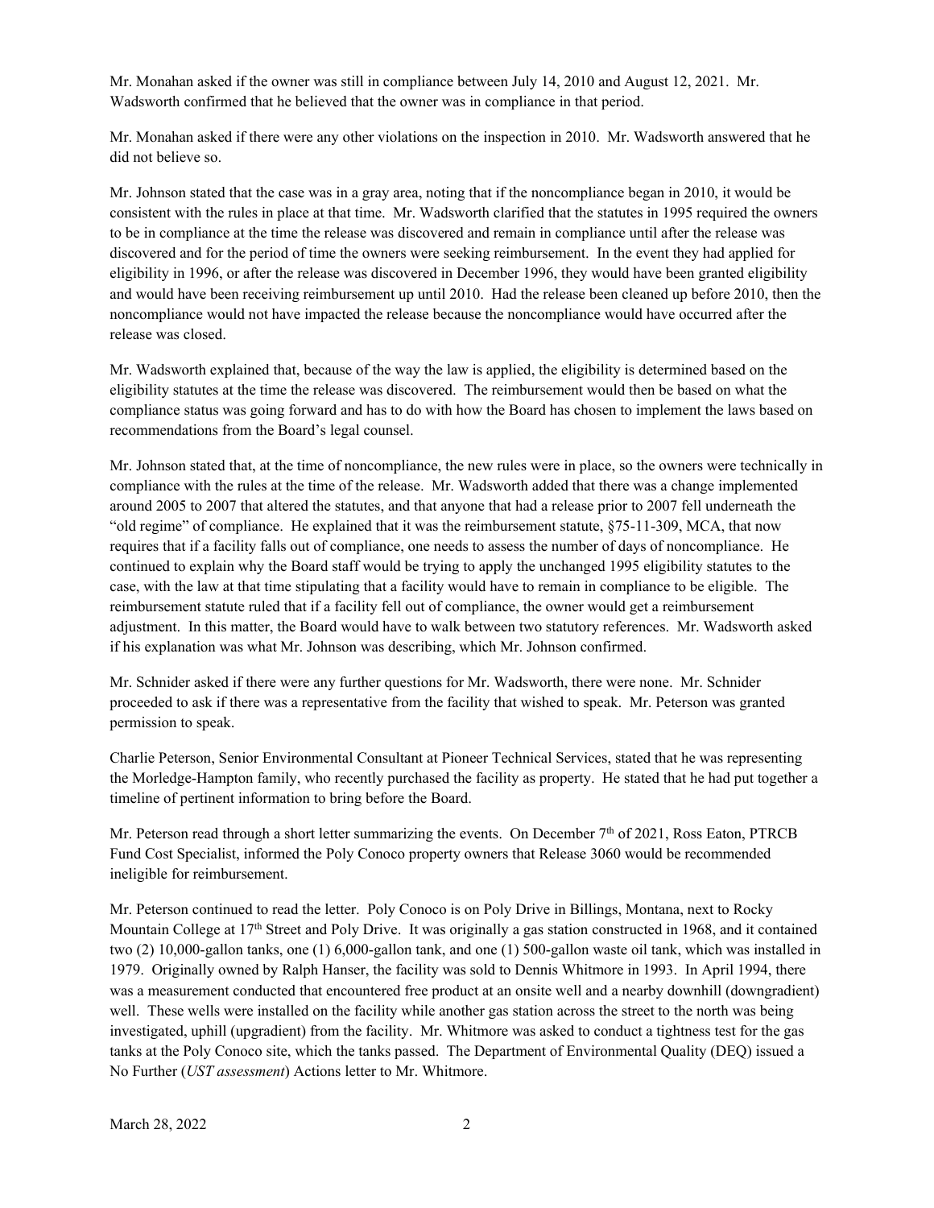Mr. Monahan asked if the owner was still in compliance between July 14, 2010 and August 12, 2021. Mr. Wadsworth confirmed that he believed that the owner was in compliance in that period.

Mr. Monahan asked if there were any other violations on the inspection in 2010. Mr. Wadsworth answered that he did not believe so.

Mr. Johnson stated that the case was in a gray area, noting that if the noncompliance began in 2010, it would be consistent with the rules in place at that time. Mr. Wadsworth clarified that the statutes in 1995 required the owners to be in compliance at the time the release was discovered and remain in compliance until after the release was discovered and for the period of time the owners were seeking reimbursement. In the event they had applied for eligibility in 1996, or after the release was discovered in December 1996, they would have been granted eligibility and would have been receiving reimbursement up until 2010. Had the release been cleaned up before 2010, then the noncompliance would not have impacted the release because the noncompliance would have occurred after the release was closed.

Mr. Wadsworth explained that, because of the way the law is applied, the eligibility is determined based on the eligibility statutes at the time the release was discovered. The reimbursement would then be based on what the compliance status was going forward and has to do with how the Board has chosen to implement the laws based on recommendations from the Board's legal counsel.

Mr. Johnson stated that, at the time of noncompliance, the new rules were in place, so the owners were technically in compliance with the rules at the time of the release. Mr. Wadsworth added that there was a change implemented around 2005 to 2007 that altered the statutes, and that anyone that had a release prior to 2007 fell underneath the "old regime" of compliance. He explained that it was the reimbursement statute, §75-11-309, MCA, that now requires that if a facility falls out of compliance, one needs to assess the number of days of noncompliance. He continued to explain why the Board staff would be trying to apply the unchanged 1995 eligibility statutes to the case, with the law at that time stipulating that a facility would have to remain in compliance to be eligible. The reimbursement statute ruled that if a facility fell out of compliance, the owner would get a reimbursement adjustment. In this matter, the Board would have to walk between two statutory references. Mr. Wadsworth asked if his explanation was what Mr. Johnson was describing, which Mr. Johnson confirmed.

Mr. Schnider asked if there were any further questions for Mr. Wadsworth, there were none. Mr. Schnider proceeded to ask if there was a representative from the facility that wished to speak. Mr. Peterson was granted permission to speak.

Charlie Peterson, Senior Environmental Consultant at Pioneer Technical Services, stated that he was representing the Morledge-Hampton family, who recently purchased the facility as property. He stated that he had put together a timeline of pertinent information to bring before the Board.

Mr. Peterson read through a short letter summarizing the events. On December 7th of 2021, Ross Eaton, PTRCB Fund Cost Specialist, informed the Poly Conoco property owners that Release 3060 would be recommended ineligible for reimbursement.

Mr. Peterson continued to read the letter. Poly Conoco is on Poly Drive in Billings, Montana, next to Rocky Mountain College at 17th Street and Poly Drive. It was originally a gas station constructed in 1968, and it contained two (2) 10,000-gallon tanks, one (1) 6,000-gallon tank, and one (1) 500-gallon waste oil tank, which was installed in 1979. Originally owned by Ralph Hanser, the facility was sold to Dennis Whitmore in 1993. In April 1994, there was a measurement conducted that encountered free product at an onsite well and a nearby downhill (downgradient) well. These wells were installed on the facility while another gas station across the street to the north was being investigated, uphill (upgradient) from the facility. Mr. Whitmore was asked to conduct a tightness test for the gas tanks at the Poly Conoco site, which the tanks passed. The Department of Environmental Quality (DEQ) issued a No Further (*UST assessment*) Actions letter to Mr. Whitmore.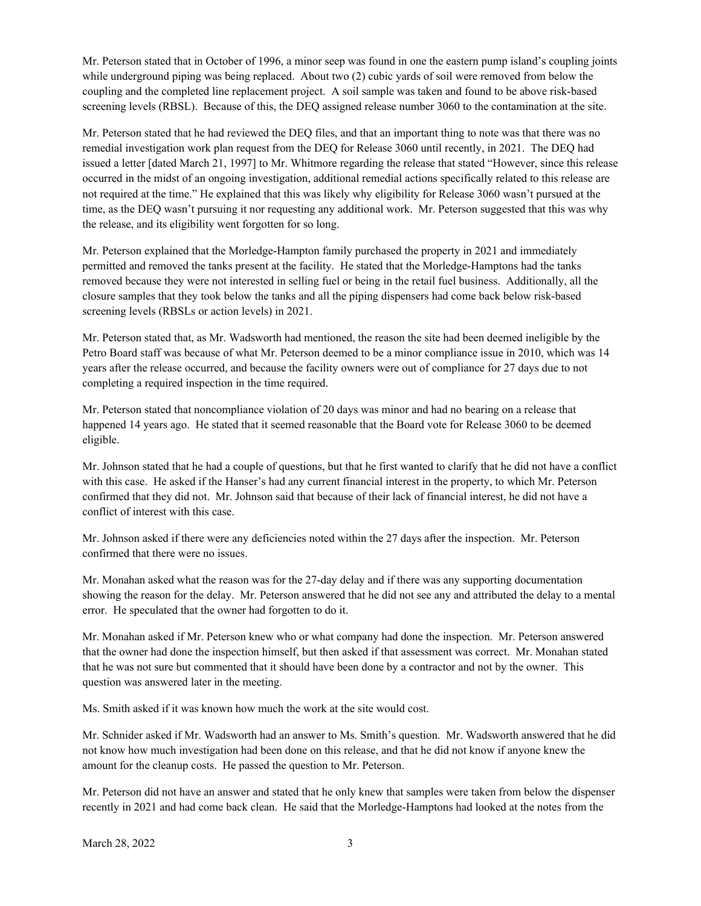Mr. Peterson stated that in October of 1996, a minor seep was found in one the eastern pump island's coupling joints while underground piping was being replaced. About two (2) cubic yards of soil were removed from below the coupling and the completed line replacement project. A soil sample was taken and found to be above risk-based screening levels (RBSL). Because of this, the DEQ assigned release number 3060 to the contamination at the site.

Mr. Peterson stated that he had reviewed the DEQ files, and that an important thing to note was that there was no remedial investigation work plan request from the DEQ for Release 3060 until recently, in 2021. The DEQ had issued a letter [dated March 21, 1997] to Mr. Whitmore regarding the release that stated "However, since this release occurred in the midst of an ongoing investigation, additional remedial actions specifically related to this release are not required at the time." He explained that this was likely why eligibility for Release 3060 wasn't pursued at the time, as the DEQ wasn't pursuing it nor requesting any additional work. Mr. Peterson suggested that this was why the release, and its eligibility went forgotten for so long.

Mr. Peterson explained that the Morledge-Hampton family purchased the property in 2021 and immediately permitted and removed the tanks present at the facility. He stated that the Morledge-Hamptons had the tanks removed because they were not interested in selling fuel or being in the retail fuel business. Additionally, all the closure samples that they took below the tanks and all the piping dispensers had come back below risk-based screening levels (RBSLs or action levels) in 2021.

Mr. Peterson stated that, as Mr. Wadsworth had mentioned, the reason the site had been deemed ineligible by the Petro Board staff was because of what Mr. Peterson deemed to be a minor compliance issue in 2010, which was 14 years after the release occurred, and because the facility owners were out of compliance for 27 days due to not completing a required inspection in the time required.

Mr. Peterson stated that noncompliance violation of 20 days was minor and had no bearing on a release that happened 14 years ago. He stated that it seemed reasonable that the Board vote for Release 3060 to be deemed eligible.

Mr. Johnson stated that he had a couple of questions, but that he first wanted to clarify that he did not have a conflict with this case. He asked if the Hanser's had any current financial interest in the property, to which Mr. Peterson confirmed that they did not. Mr. Johnson said that because of their lack of financial interest, he did not have a conflict of interest with this case.

Mr. Johnson asked if there were any deficiencies noted within the 27 days after the inspection. Mr. Peterson confirmed that there were no issues.

Mr. Monahan asked what the reason was for the 27-day delay and if there was any supporting documentation showing the reason for the delay. Mr. Peterson answered that he did not see any and attributed the delay to a mental error. He speculated that the owner had forgotten to do it.

Mr. Monahan asked if Mr. Peterson knew who or what company had done the inspection. Mr. Peterson answered that the owner had done the inspection himself, but then asked if that assessment was correct. Mr. Monahan stated that he was not sure but commented that it should have been done by a contractor and not by the owner. This question was answered later in the meeting.

Ms. Smith asked if it was known how much the work at the site would cost.

Mr. Schnider asked if Mr. Wadsworth had an answer to Ms. Smith's question. Mr. Wadsworth answered that he did not know how much investigation had been done on this release, and that he did not know if anyone knew the amount for the cleanup costs. He passed the question to Mr. Peterson.

Mr. Peterson did not have an answer and stated that he only knew that samples were taken from below the dispenser recently in 2021 and had come back clean. He said that the Morledge-Hamptons had looked at the notes from the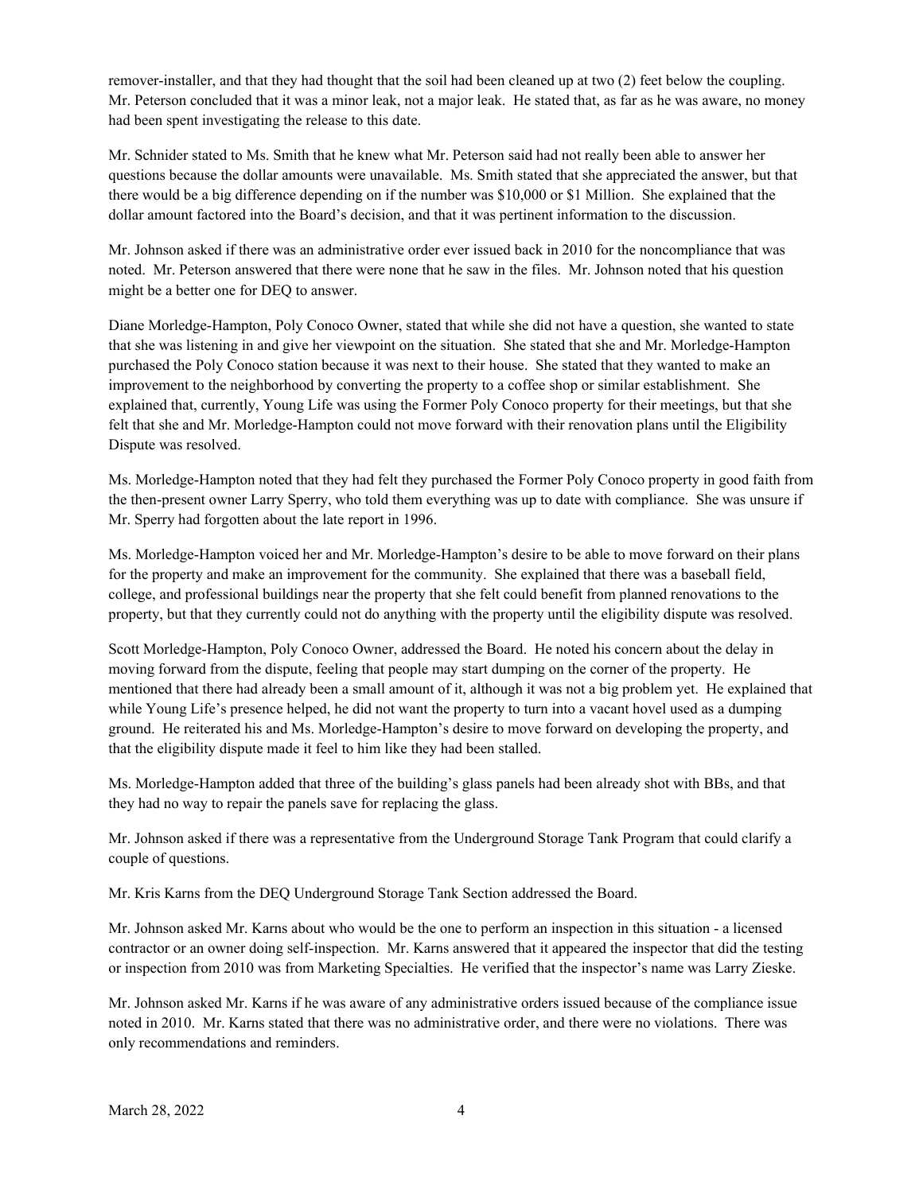remover-installer, and that they had thought that the soil had been cleaned up at two (2) feet below the coupling. Mr. Peterson concluded that it was a minor leak, not a major leak. He stated that, as far as he was aware, no money had been spent investigating the release to this date.

Mr. Schnider stated to Ms. Smith that he knew what Mr. Peterson said had not really been able to answer her questions because the dollar amounts were unavailable. Ms. Smith stated that she appreciated the answer, but that there would be a big difference depending on if the number was $10,000 or $1 Million. She explained that the dollar amount factored into the Board's decision, and that it was pertinent information to the discussion.

Mr. Johnson asked if there was an administrative order ever issued back in 2010 for the noncompliance that was noted. Mr. Peterson answered that there were none that he saw in the files. Mr. Johnson noted that his question might be a better one for DEQ to answer.

Diane Morledge-Hampton, Poly Conoco Owner, stated that while she did not have a question, she wanted to state that she was listening in and give her viewpoint on the situation. She stated that she and Mr. Morledge-Hampton purchased the Poly Conoco station because it was next to their house. She stated that they wanted to make an improvement to the neighborhood by converting the property to a coffee shop or similar establishment. She explained that, currently, Young Life was using the Former Poly Conoco property for their meetings, but that she felt that she and Mr. Morledge-Hampton could not move forward with their renovation plans until the Eligibility Dispute was resolved.

Ms. Morledge-Hampton noted that they had felt they purchased the Former Poly Conoco property in good faith from the then-present owner Larry Sperry, who told them everything was up to date with compliance. She was unsure if Mr. Sperry had forgotten about the late report in 1996.

Ms. Morledge-Hampton voiced her and Mr. Morledge-Hampton's desire to be able to move forward on their plans for the property and make an improvement for the community. She explained that there was a baseball field, college, and professional buildings near the property that she felt could benefit from planned renovations to the property, but that they currently could not do anything with the property until the eligibility dispute was resolved.

Scott Morledge-Hampton, Poly Conoco Owner, addressed the Board. He noted his concern about the delay in moving forward from the dispute, feeling that people may start dumping on the corner of the property. He mentioned that there had already been a small amount of it, although it was not a big problem yet. He explained that while Young Life's presence helped, he did not want the property to turn into a vacant hovel used as a dumping ground. He reiterated his and Ms. Morledge-Hampton's desire to move forward on developing the property, and that the eligibility dispute made it feel to him like they had been stalled.

Ms. Morledge-Hampton added that three of the building's glass panels had been already shot with BBs, and that they had no way to repair the panels save for replacing the glass.

Mr. Johnson asked if there was a representative from the Underground Storage Tank Program that could clarify a couple of questions.

Mr. Kris Karns from the DEQ Underground Storage Tank Section addressed the Board.

Mr. Johnson asked Mr. Karns about who would be the one to perform an inspection in this situation - a licensed contractor or an owner doing self-inspection. Mr. Karns answered that it appeared the inspector that did the testing or inspection from 2010 was from Marketing Specialties. He verified that the inspector's name was Larry Zieske.

Mr. Johnson asked Mr. Karns if he was aware of any administrative orders issued because of the compliance issue noted in 2010. Mr. Karns stated that there was no administrative order, and there were no violations. There was only recommendations and reminders.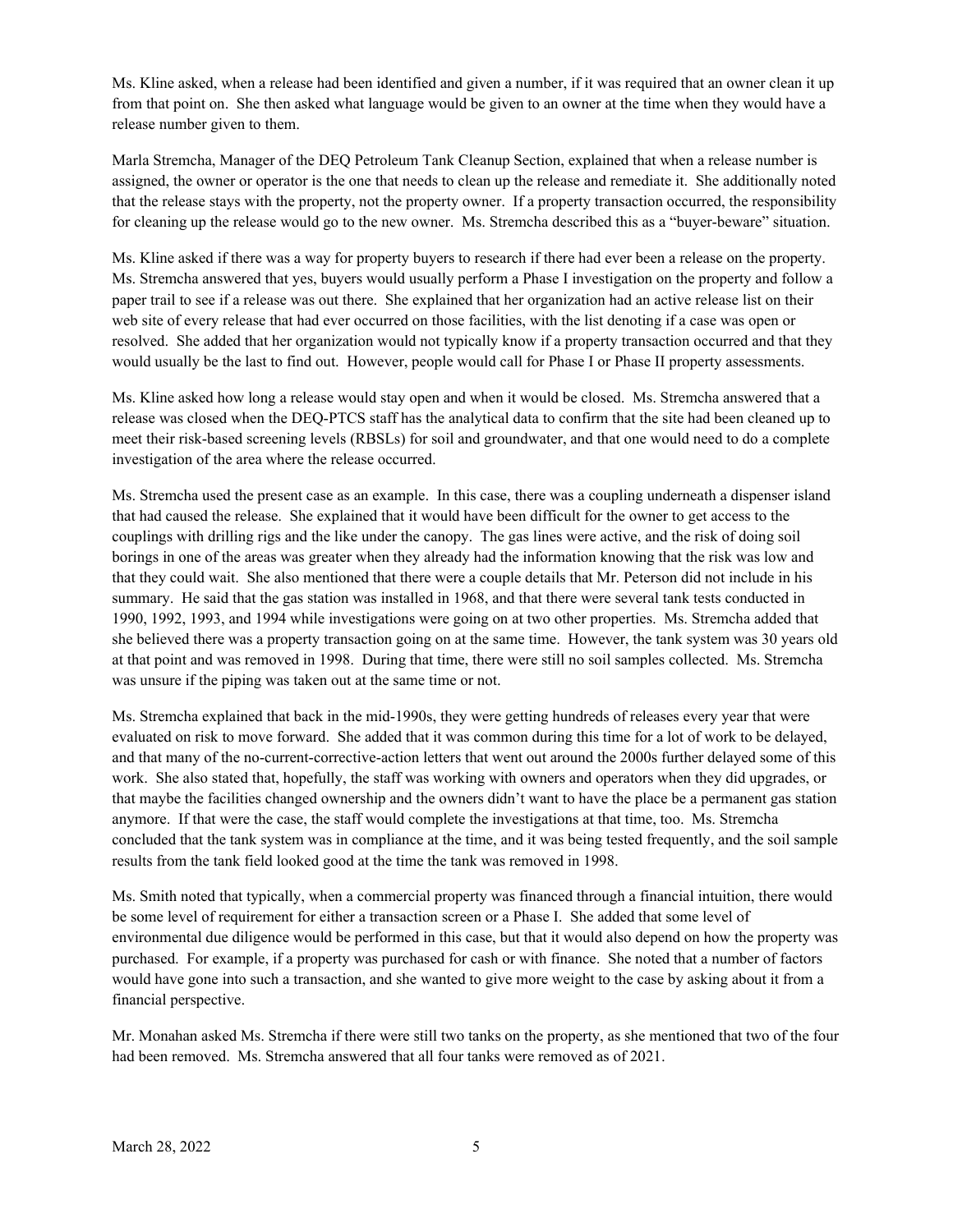Ms. Kline asked, when a release had been identified and given a number, if it was required that an owner clean it up from that point on. She then asked what language would be given to an owner at the time when they would have a release number given to them.

Marla Stremcha, Manager of the DEQ Petroleum Tank Cleanup Section, explained that when a release number is assigned, the owner or operator is the one that needs to clean up the release and remediate it. She additionally noted that the release stays with the property, not the property owner. If a property transaction occurred, the responsibility for cleaning up the release would go to the new owner. Ms. Stremcha described this as a "buyer-beware" situation.

Ms. Kline asked if there was a way for property buyers to research if there had ever been a release on the property. Ms. Stremcha answered that yes, buyers would usually perform a Phase I investigation on the property and follow a paper trail to see if a release was out there. She explained that her organization had an active release list on their web site of every release that had ever occurred on those facilities, with the list denoting if a case was open or resolved. She added that her organization would not typically know if a property transaction occurred and that they would usually be the last to find out. However, people would call for Phase I or Phase II property assessments.

Ms. Kline asked how long a release would stay open and when it would be closed. Ms. Stremcha answered that a release was closed when the DEQ-PTCS staff has the analytical data to confirm that the site had been cleaned up to meet their risk-based screening levels (RBSLs) for soil and groundwater, and that one would need to do a complete investigation of the area where the release occurred.

Ms. Stremcha used the present case as an example. In this case, there was a coupling underneath a dispenser island that had caused the release. She explained that it would have been difficult for the owner to get access to the couplings with drilling rigs and the like under the canopy. The gas lines were active, and the risk of doing soil borings in one of the areas was greater when they already had the information knowing that the risk was low and that they could wait. She also mentioned that there were a couple details that Mr. Peterson did not include in his summary. He said that the gas station was installed in 1968, and that there were several tank tests conducted in 1990, 1992, 1993, and 1994 while investigations were going on at two other properties. Ms. Stremcha added that she believed there was a property transaction going on at the same time. However, the tank system was 30 years old at that point and was removed in 1998. During that time, there were still no soil samples collected. Ms. Stremcha was unsure if the piping was taken out at the same time or not.

Ms. Stremcha explained that back in the mid-1990s, they were getting hundreds of releases every year that were evaluated on risk to move forward. She added that it was common during this time for a lot of work to be delayed, and that many of the no-current-corrective-action letters that went out around the 2000s further delayed some of this work. She also stated that, hopefully, the staff was working with owners and operators when they did upgrades, or that maybe the facilities changed ownership and the owners didn't want to have the place be a permanent gas station anymore. If that were the case, the staff would complete the investigations at that time, too. Ms. Stremcha concluded that the tank system was in compliance at the time, and it was being tested frequently, and the soil sample results from the tank field looked good at the time the tank was removed in 1998.

Ms. Smith noted that typically, when a commercial property was financed through a financial intuition, there would be some level of requirement for either a transaction screen or a Phase I. She added that some level of environmental due diligence would be performed in this case, but that it would also depend on how the property was purchased. For example, if a property was purchased for cash or with finance. She noted that a number of factors would have gone into such a transaction, and she wanted to give more weight to the case by asking about it from a financial perspective.

Mr. Monahan asked Ms. Stremcha if there were still two tanks on the property, as she mentioned that two of the four had been removed. Ms. Stremcha answered that all four tanks were removed as of 2021.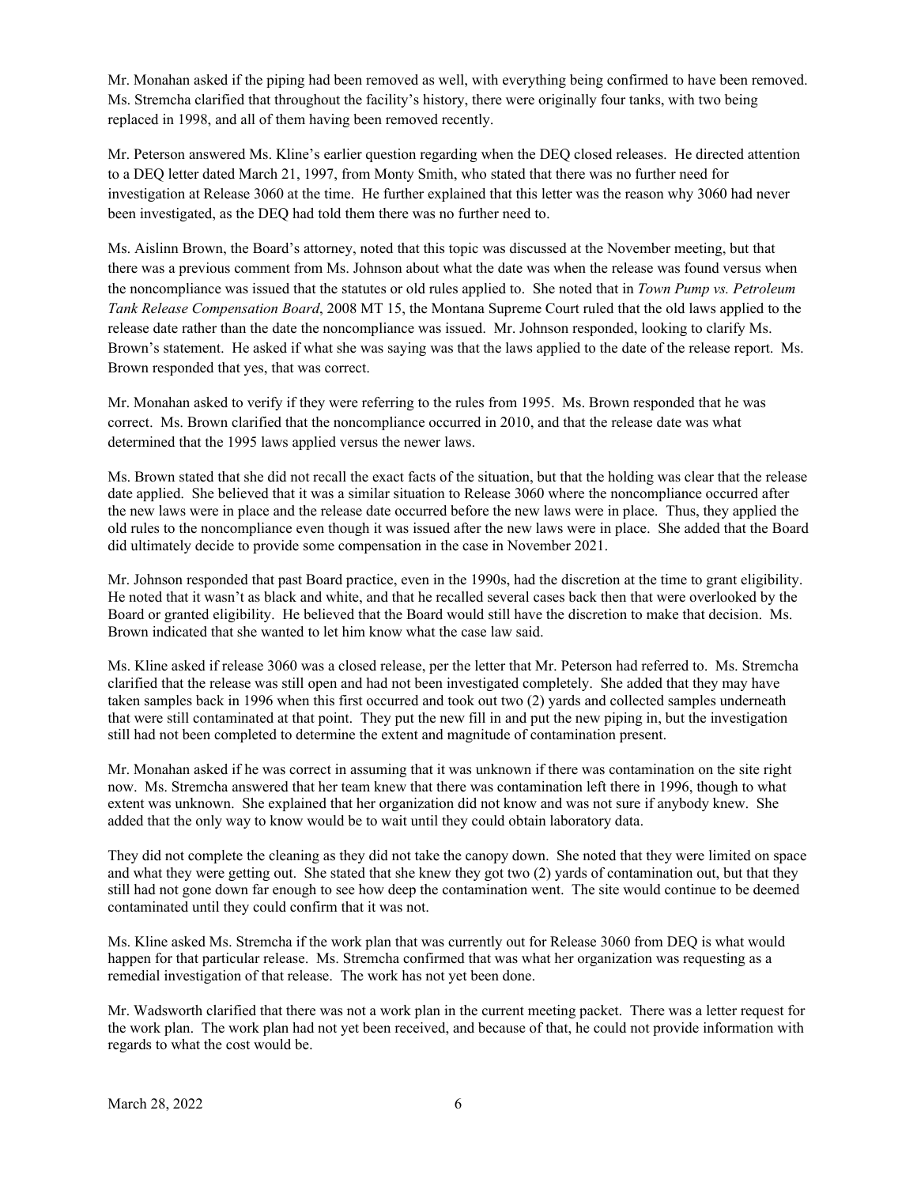Mr. Monahan asked if the piping had been removed as well, with everything being confirmed to have been removed. Ms. Stremcha clarified that throughout the facility's history, there were originally four tanks, with two being replaced in 1998, and all of them having been removed recently.

Mr. Peterson answered Ms. Kline's earlier question regarding when the DEQ closed releases. He directed attention to a DEQ letter dated March 21, 1997, from Monty Smith, who stated that there was no further need for investigation at Release 3060 at the time. He further explained that this letter was the reason why 3060 had never been investigated, as the DEQ had told them there was no further need to.

Ms. Aislinn Brown, the Board's attorney, noted that this topic was discussed at the November meeting, but that there was a previous comment from Ms. Johnson about what the date was when the release was found versus when the noncompliance was issued that the statutes or old rules applied to. She noted that in *Town Pump vs. Petroleum Tank Release Compensation Board*, 2008 MT 15, the Montana Supreme Court ruled that the old laws applied to the release date rather than the date the noncompliance was issued. Mr. Johnson responded, looking to clarify Ms. Brown's statement. He asked if what she was saying was that the laws applied to the date of the release report. Ms. Brown responded that yes, that was correct.

Mr. Monahan asked to verify if they were referring to the rules from 1995. Ms. Brown responded that he was correct. Ms. Brown clarified that the noncompliance occurred in 2010, and that the release date was what determined that the 1995 laws applied versus the newer laws.

Ms. Brown stated that she did not recall the exact facts of the situation, but that the holding was clear that the release date applied. She believed that it was a similar situation to Release 3060 where the noncompliance occurred after the new laws were in place and the release date occurred before the new laws were in place. Thus, they applied the old rules to the noncompliance even though it was issued after the new laws were in place. She added that the Board did ultimately decide to provide some compensation in the case in November 2021.

Mr. Johnson responded that past Board practice, even in the 1990s, had the discretion at the time to grant eligibility. He noted that it wasn't as black and white, and that he recalled several cases back then that were overlooked by the Board or granted eligibility. He believed that the Board would still have the discretion to make that decision. Ms. Brown indicated that she wanted to let him know what the case law said.

Ms. Kline asked if release 3060 was a closed release, per the letter that Mr. Peterson had referred to. Ms. Stremcha clarified that the release was still open and had not been investigated completely. She added that they may have taken samples back in 1996 when this first occurred and took out two (2) yards and collected samples underneath that were still contaminated at that point. They put the new fill in and put the new piping in, but the investigation still had not been completed to determine the extent and magnitude of contamination present.

Mr. Monahan asked if he was correct in assuming that it was unknown if there was contamination on the site right now. Ms. Stremcha answered that her team knew that there was contamination left there in 1996, though to what extent was unknown. She explained that her organization did not know and was not sure if anybody knew. She added that the only way to know would be to wait until they could obtain laboratory data.

They did not complete the cleaning as they did not take the canopy down. She noted that they were limited on space and what they were getting out. She stated that she knew they got two (2) yards of contamination out, but that they still had not gone down far enough to see how deep the contamination went. The site would continue to be deemed contaminated until they could confirm that it was not.

Ms. Kline asked Ms. Stremcha if the work plan that was currently out for Release 3060 from DEQ is what would happen for that particular release. Ms. Stremcha confirmed that was what her organization was requesting as a remedial investigation of that release. The work has not yet been done.

Mr. Wadsworth clarified that there was not a work plan in the current meeting packet. There was a letter request for the work plan. The work plan had not yet been received, and because of that, he could not provide information with regards to what the cost would be.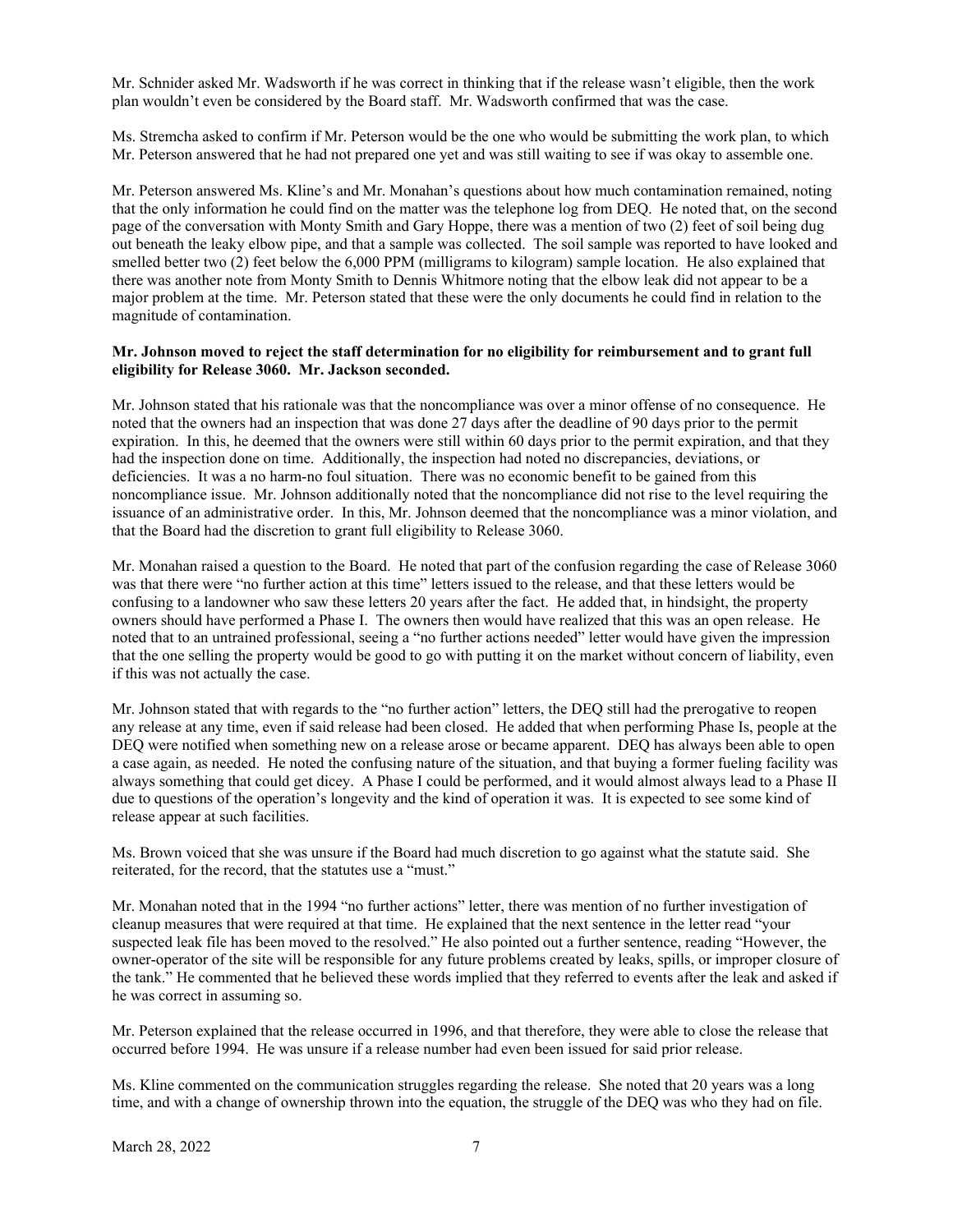Mr. Schnider asked Mr. Wadsworth if he was correct in thinking that if the release wasn't eligible, then the work plan wouldn't even be considered by the Board staff. Mr. Wadsworth confirmed that was the case.

Ms. Stremcha asked to confirm if Mr. Peterson would be the one who would be submitting the work plan, to which Mr. Peterson answered that he had not prepared one yet and was still waiting to see if was okay to assemble one.

Mr. Peterson answered Ms. Kline's and Mr. Monahan's questions about how much contamination remained, noting that the only information he could find on the matter was the telephone log from DEQ. He noted that, on the second page of the conversation with Monty Smith and Gary Hoppe, there was a mention of two (2) feet of soil being dug out beneath the leaky elbow pipe, and that a sample was collected. The soil sample was reported to have looked and smelled better two (2) feet below the 6,000 PPM (milligrams to kilogram) sample location. He also explained that there was another note from Monty Smith to Dennis Whitmore noting that the elbow leak did not appear to be a major problem at the time. Mr. Peterson stated that these were the only documents he could find in relation to the magnitude of contamination.

**Mr. Johnson moved to reject the staff determination for no eligibility for reimbursement and to grant full eligibility for Release 3060. Mr. Jackson seconded.**

Mr. Johnson stated that his rationale was that the noncompliance was over a minor offense of no consequence. He noted that the owners had an inspection that was done 27 days after the deadline of 90 days prior to the permit expiration. In this, he deemed that the owners were still within 60 days prior to the permit expiration, and that they had the inspection done on time. Additionally, the inspection had noted no discrepancies, deviations, or deficiencies. It was a no harm-no foul situation. There was no economic benefit to be gained from this noncompliance issue. Mr. Johnson additionally noted that the noncompliance did not rise to the level requiring the issuance of an administrative order. In this, Mr. Johnson deemed that the noncompliance was a minor violation, and that the Board had the discretion to grant full eligibility to Release 3060.

Mr. Monahan raised a question to the Board. He noted that part of the confusion regarding the case of Release 3060 was that there were "no further action at this time" letters issued to the release, and that these letters would be confusing to a landowner who saw these letters 20 years after the fact. He added that, in hindsight, the property owners should have performed a Phase I. The owners then would have realized that this was an open release. He noted that to an untrained professional, seeing a "no further actions needed" letter would have given the impression that the one selling the property would be good to go with putting it on the market without concern of liability, even if this was not actually the case.

Mr. Johnson stated that with regards to the "no further action" letters, the DEQ still had the prerogative to reopen any release at any time, even if said release had been closed. He added that when performing Phase Is, people at the DEQ were notified when something new on a release arose or became apparent. DEQ has always been able to open a case again, as needed. He noted the confusing nature of the situation, and that buying a former fueling facility was always something that could get dicey. A Phase I could be performed, and it would almost always lead to a Phase II due to questions of the operation's longevity and the kind of operation it was. It is expected to see some kind of release appear at such facilities.

Ms. Brown voiced that she was unsure if the Board had much discretion to go against what the statute said. She reiterated, for the record, that the statutes use a "must."

Mr. Monahan noted that in the 1994 "no further actions" letter, there was mention of no further investigation of cleanup measures that were required at that time. He explained that the next sentence in the letter read "your suspected leak file has been moved to the resolved." He also pointed out a further sentence, reading "However, the owner-operator of the site will be responsible for any future problems created by leaks, spills, or improper closure of the tank." He commented that he believed these words implied that they referred to events after the leak and asked if he was correct in assuming so.

Mr. Peterson explained that the release occurred in 1996, and that therefore, they were able to close the release that occurred before 1994. He was unsure if a release number had even been issued for said prior release.

Ms. Kline commented on the communication struggles regarding the release. She noted that 20 years was a long time, and with a change of ownership thrown into the equation, the struggle of the DEQ was who they had on file.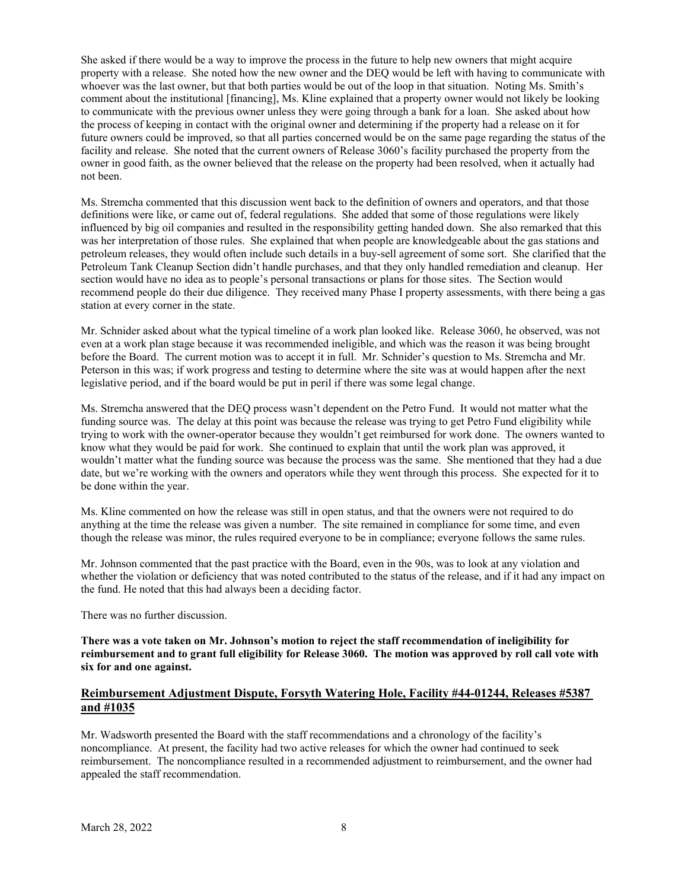She asked if there would be a way to improve the process in the future to help new owners that might acquire property with a release. She noted how the new owner and the DEQ would be left with having to communicate with whoever was the last owner, but that both parties would be out of the loop in that situation. Noting Ms. Smith's comment about the institutional [financing], Ms. Kline explained that a property owner would not likely be looking to communicate with the previous owner unless they were going through a bank for a loan. She asked about how the process of keeping in contact with the original owner and determining if the property had a release on it for future owners could be improved, so that all parties concerned would be on the same page regarding the status of the facility and release. She noted that the current owners of Release 3060's facility purchased the property from the owner in good faith, as the owner believed that the release on the property had been resolved, when it actually had not been.

Ms. Stremcha commented that this discussion went back to the definition of owners and operators, and that those definitions were like, or came out of, federal regulations. She added that some of those regulations were likely influenced by big oil companies and resulted in the responsibility getting handed down. She also remarked that this was her interpretation of those rules. She explained that when people are knowledgeable about the gas stations and petroleum releases, they would often include such details in a buy-sell agreement of some sort. She clarified that the Petroleum Tank Cleanup Section didn't handle purchases, and that they only handled remediation and cleanup. Her section would have no idea as to people's personal transactions or plans for those sites. The Section would recommend people do their due diligence. They received many Phase I property assessments, with there being a gas station at every corner in the state.

Mr. Schnider asked about what the typical timeline of a work plan looked like. Release 3060, he observed, was not even at a work plan stage because it was recommended ineligible, and which was the reason it was being brought before the Board. The current motion was to accept it in full. Mr. Schnider's question to Ms. Stremcha and Mr. Peterson in this was; if work progress and testing to determine where the site was at would happen after the next legislative period, and if the board would be put in peril if there was some legal change.

Ms. Stremcha answered that the DEQ process wasn't dependent on the Petro Fund. It would not matter what the funding source was. The delay at this point was because the release was trying to get Petro Fund eligibility while trying to work with the owner-operator because they wouldn't get reimbursed for work done. The owners wanted to know what they would be paid for work. She continued to explain that until the work plan was approved, it wouldn't matter what the funding source was because the process was the same. She mentioned that they had a due date, but we're working with the owners and operators while they went through this process. She expected for it to be done within the year.

Ms. Kline commented on how the release was still in open status, and that the owners were not required to do anything at the time the release was given a number. The site remained in compliance for some time, and even though the release was minor, the rules required everyone to be in compliance; everyone follows the same rules.

Mr. Johnson commented that the past practice with the Board, even in the 90s, was to look at any violation and whether the violation or deficiency that was noted contributed to the status of the release, and if it had any impact on the fund. He noted that this had always been a deciding factor.

There was no further discussion.

**There was a vote taken on Mr. Johnson's motion to reject the staff recommendation of ineligibility for reimbursement and to grant full eligibility for Release 3060. The motion was approved by roll call vote with six for and one against.**

## Reimbursement Adjustment Dispute, Forsyth Watering Hole, Facility #44-01244, Releases #5387 and #1035

Mr. Wadsworth presented the Board with the staff recommendations and a chronology of the facility's noncompliance. At present, the facility had two active releases for which the owner had continued to seek reimbursement. The noncompliance resulted in a recommended adjustment to reimbursement, and the owner had appealed the staff recommendation.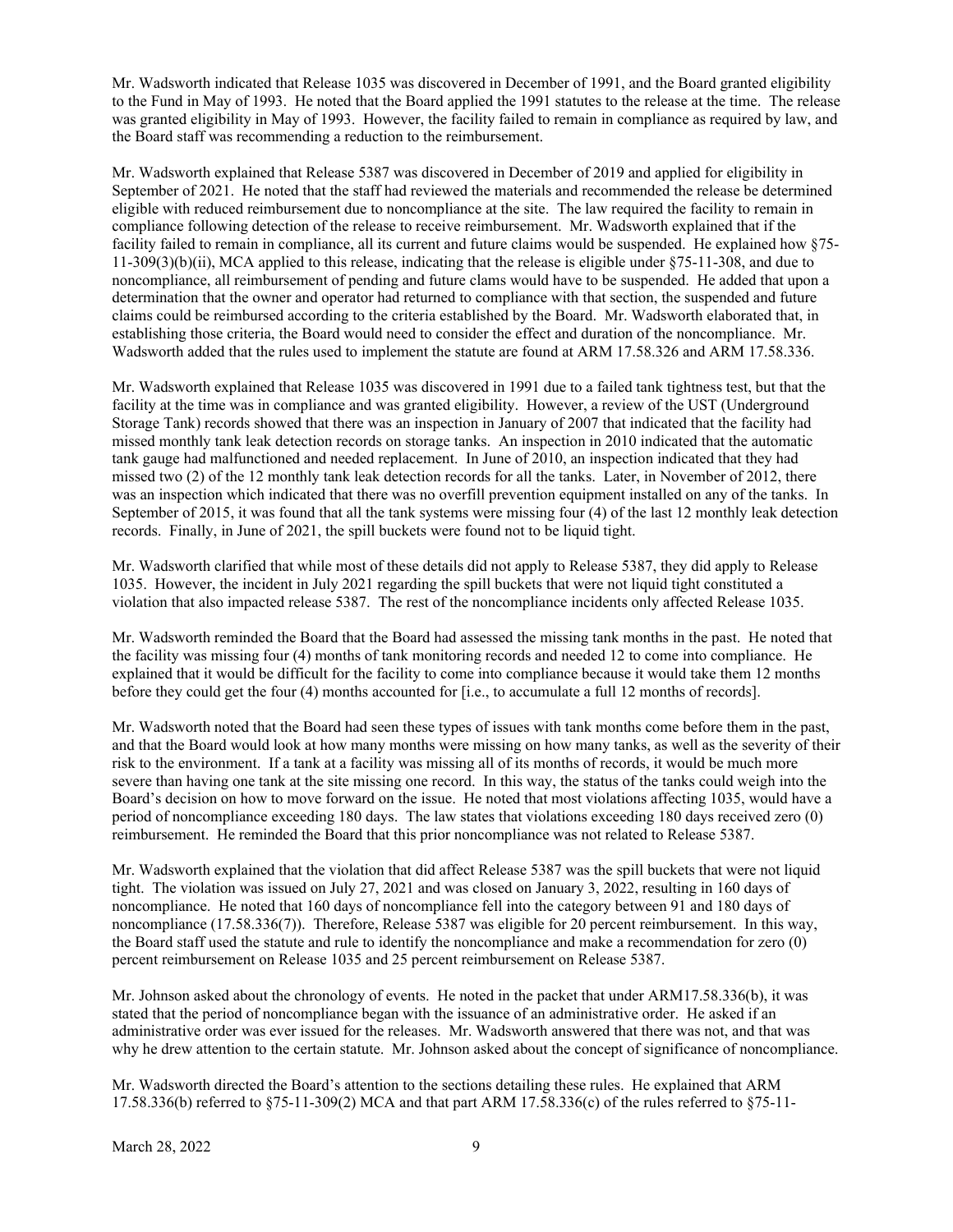Mr. Wadsworth indicated that Release 1035 was discovered in December of 1991, and the Board granted eligibility to the Fund in May of 1993. He noted that the Board applied the 1991 statutes to the release at the time. The release was granted eligibility in May of 1993. However, the facility failed to remain in compliance as required by law, and the Board staff was recommending a reduction to the reimbursement.

Mr. Wadsworth explained that Release 5387 was discovered in December of 2019 and applied for eligibility in September of 2021. He noted that the staff had reviewed the materials and recommended the release be determined eligible with reduced reimbursement due to noncompliance at the site. The law required the facility to remain in compliance following detection of the release to receive reimbursement. Mr. Wadsworth explained that if the facility failed to remain in compliance, all its current and future claims would be suspended. He explained how §75-11-309(3)(b)(ii), MCA applied to this release, indicating that the release is eligible under §75-11-308, and due to noncompliance, all reimbursement of pending and future clams would have to be suspended. He added that upon a determination that the owner and operator had returned to compliance with that section, the suspended and future claims could be reimbursed according to the criteria established by the Board. Mr. Wadsworth elaborated that, in establishing those criteria, the Board would need to consider the effect and duration of the noncompliance. Mr. Wadsworth added that the rules used to implement the statute are found at ARM 17.58.326 and ARM 17.58.336.

Mr. Wadsworth explained that Release 1035 was discovered in 1991 due to a failed tank tightness test, but that the facility at the time was in compliance and was granted eligibility. However, a review of the UST (Underground Storage Tank) records showed that there was an inspection in January of 2007 that indicated that the facility had missed monthly tank leak detection records on storage tanks. An inspection in 2010 indicated that the automatic tank gauge had malfunctioned and needed replacement. In June of 2010, an inspection indicated that they had missed two (2) of the 12 monthly tank leak detection records for all the tanks. Later, in November of 2012, there was an inspection which indicated that there was no overfill prevention equipment installed on any of the tanks. In September of 2015, it was found that all the tank systems were missing four (4) of the last 12 monthly leak detection records. Finally, in June of 2021, the spill buckets were found not to be liquid tight.

Mr. Wadsworth clarified that while most of these details did not apply to Release 5387, they did apply to Release 1035. However, the incident in July 2021 regarding the spill buckets that were not liquid tight constituted a violation that also impacted release 5387. The rest of the noncompliance incidents only affected Release 1035.

Mr. Wadsworth reminded the Board that the Board had assessed the missing tank months in the past. He noted that the facility was missing four (4) months of tank monitoring records and needed 12 to come into compliance. He explained that it would be difficult for the facility to come into compliance because it would take them 12 months before they could get the four (4) months accounted for [i.e., to accumulate a full 12 months of records].

Mr. Wadsworth noted that the Board had seen these types of issues with tank months come before them in the past, and that the Board would look at how many months were missing on how many tanks, as well as the severity of their risk to the environment. If a tank at a facility was missing all of its months of records, it would be much more severe than having one tank at the site missing one record. In this way, the status of the tanks could weigh into the Board's decision on how to move forward on the issue. He noted that most violations affecting 1035, would have a period of noncompliance exceeding 180 days. The law states that violations exceeding 180 days received zero (0) reimbursement. He reminded the Board that this prior noncompliance was not related to Release 5387.

Mr. Wadsworth explained that the violation that did affect Release 5387 was the spill buckets that were not liquid tight. The violation was issued on July 27, 2021 and was closed on January 3, 2022, resulting in 160 days of noncompliance. He noted that 160 days of noncompliance fell into the category between 91 and 180 days of noncompliance (17.58.336(7)). Therefore, Release 5387 was eligible for 20 percent reimbursement. In this way, the Board staff used the statute and rule to identify the noncompliance and make a recommendation for zero (0) percent reimbursement on Release 1035 and 25 percent reimbursement on Release 5387.

Mr. Johnson asked about the chronology of events. He noted in the packet that under ARM17.58.336(b), it was stated that the period of noncompliance began with the issuance of an administrative order. He asked if an administrative order was ever issued for the releases. Mr. Wadsworth answered that there was not, and that was why he drew attention to the certain statute. Mr. Johnson asked about the concept of significance of noncompliance.

Mr. Wadsworth directed the Board's attention to the sections detailing these rules. He explained that ARM 17.58.336(b) referred to §75-11-309(2) MCA and that part ARM 17.58.336(c) of the rules referred to §75-11-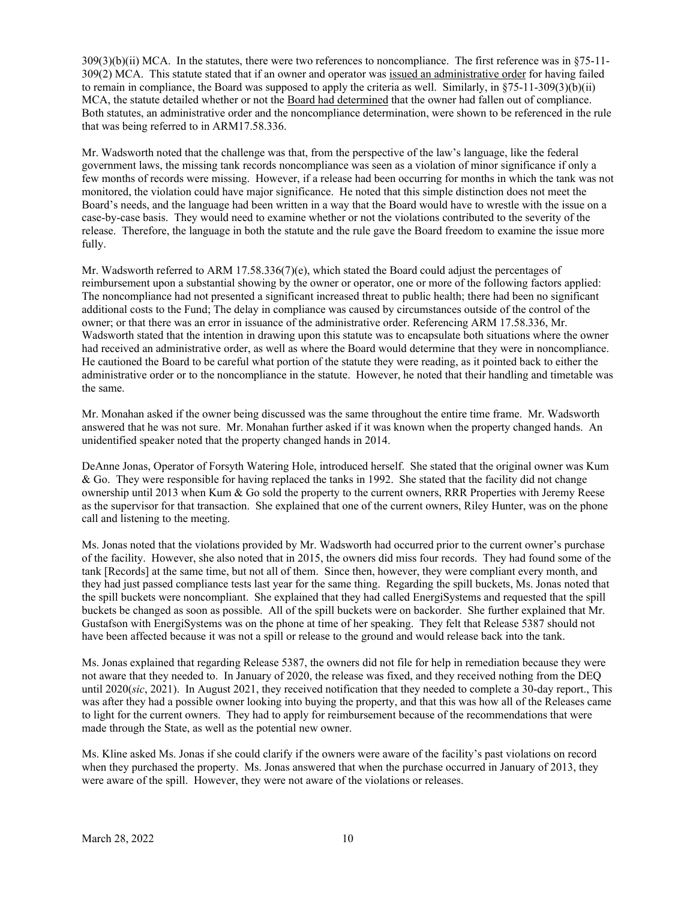309(3)(b)(ii) MCA. In the statutes, there were two references to noncompliance. The first reference was in §75-11-309(2) MCA. This statute stated that if an owner and operator was issued an administrative order for having failed to remain in compliance, the Board was supposed to apply the criteria as well. Similarly, in §75-11-309(3)(b)(ii) MCA, the statute detailed whether or not the Board had determined that the owner had fallen out of compliance. Both statutes, an administrative order and the noncompliance determination, were shown to be referenced in the rule that was being referred to in ARM17.58.336.

Mr. Wadsworth noted that the challenge was that, from the perspective of the law's language, like the federal government laws, the missing tank records noncompliance was seen as a violation of minor significance if only a few months of records were missing. However, if a release had been occurring for months in which the tank was not monitored, the violation could have major significance. He noted that this simple distinction does not meet the Board's needs, and the language had been written in a way that the Board would have to wrestle with the issue on a case-by-case basis. They would need to examine whether or not the violations contributed to the severity of the release. Therefore, the language in both the statute and the rule gave the Board freedom to examine the issue more fully.

Mr. Wadsworth referred to ARM 17.58.336(7)(e), which stated the Board could adjust the percentages of reimbursement upon a substantial showing by the owner or operator, one or more of the following factors applied: The noncompliance had not presented a significant increased threat to public health; there had been no significant additional costs to the Fund; The delay in compliance was caused by circumstances outside of the control of the owner; or that there was an error in issuance of the administrative order. Referencing ARM 17.58.336, Mr. Wadsworth stated that the intention in drawing upon this statute was to encapsulate both situations where the owner had received an administrative order, as well as where the Board would determine that they were in noncompliance. He cautioned the Board to be careful what portion of the statute they were reading, as it pointed back to either the administrative order or to the noncompliance in the statute. However, he noted that their handling and timetable was the same.

Mr. Monahan asked if the owner being discussed was the same throughout the entire time frame. Mr. Wadsworth answered that he was not sure. Mr. Monahan further asked if it was known when the property changed hands. An unidentified speaker noted that the property changed hands in 2014.

DeAnne Jonas, Operator of Forsyth Watering Hole, introduced herself. She stated that the original owner was Kum & Go. They were responsible for having replaced the tanks in 1992. She stated that the facility did not change ownership until 2013 when Kum & Go sold the property to the current owners, RRR Properties with Jeremy Reese as the supervisor for that transaction. She explained that one of the current owners, Riley Hunter, was on the phone call and listening to the meeting.

Ms. Jonas noted that the violations provided by Mr. Wadsworth had occurred prior to the current owner's purchase of the facility. However, she also noted that in 2015, the owners did miss four records. They had found some of the tank [Records] at the same time, but not all of them. Since then, however, they were compliant every month, and they had just passed compliance tests last year for the same thing. Regarding the spill buckets, Ms. Jonas noted that the spill buckets were noncompliant. She explained that they had called EnergiSystems and requested that the spill buckets be changed as soon as possible. All of the spill buckets were on backorder. She further explained that Mr. Gustafson with EnergiSystems was on the phone at time of her speaking. They felt that Release 5387 should not have been affected because it was not a spill or release to the ground and would release back into the tank.

Ms. Jonas explained that regarding Release 5387, the owners did not file for help in remediation because they were not aware that they needed to. In January of 2020, the release was fixed, and they received nothing from the DEQ until 2020(*sic*, 2021). In August 2021, they received notification that they needed to complete a 30-day report., This was after they had a possible owner looking into buying the property, and that this was how all of the Releases came to light for the current owners. They had to apply for reimbursement because of the recommendations that were made through the State, as well as the potential new owner.

Ms. Kline asked Ms. Jonas if she could clarify if the owners were aware of the facility's past violations on record when they purchased the property. Ms. Jonas answered that when the purchase occurred in January of 2013, they were aware of the spill. However, they were not aware of the violations or releases.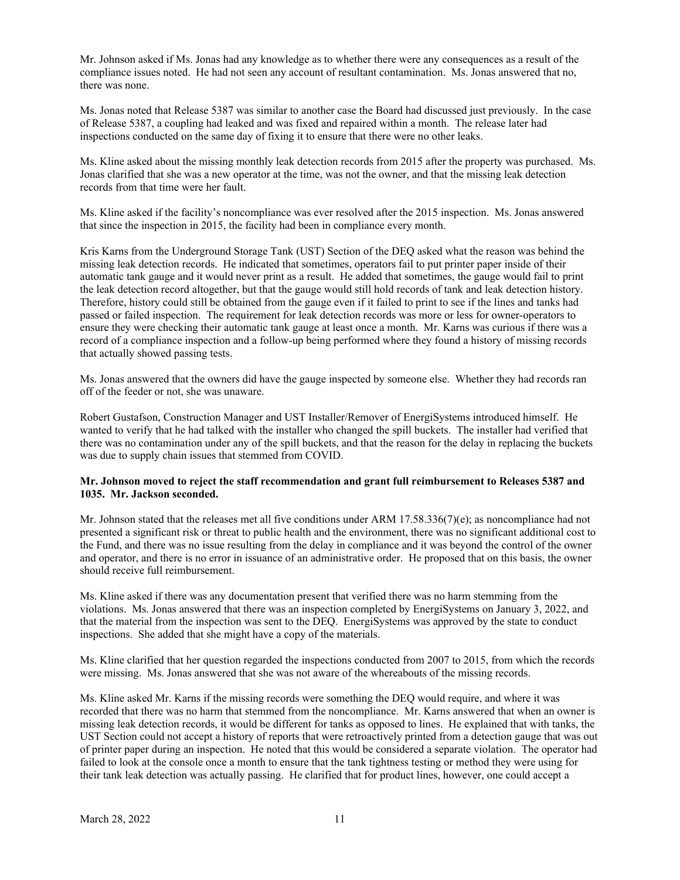Mr. Johnson asked if Ms. Jonas had any knowledge as to whether there were any consequences as a result of the compliance issues noted. He had not seen any account of resultant contamination. Ms. Jonas answered that no, there was none.

Ms. Jonas noted that Release 5387 was similar to another case the Board had discussed just previously. In the case of Release 5387, a coupling had leaked and was fixed and repaired within a month. The release later had inspections conducted on the same day of fixing it to ensure that there were no other leaks.

Ms. Kline asked about the missing monthly leak detection records from 2015 after the property was purchased. Ms. Jonas clarified that she was a new operator at the time, was not the owner, and that the missing leak detection records from that time were her fault.

Ms. Kline asked if the facility's noncompliance was ever resolved after the 2015 inspection. Ms. Jonas answered that since the inspection in 2015, the facility had been in compliance every month.

Kris Karns from the Underground Storage Tank (UST) Section of the DEQ asked what the reason was behind the missing leak detection records. He indicated that sometimes, operators fail to put printer paper inside of their automatic tank gauge and it would never print as a result. He added that sometimes, the gauge would fail to print the leak detection record altogether, but that the gauge would still hold records of tank and leak detection history. Therefore, history could still be obtained from the gauge even if it failed to print to see if the lines and tanks had passed or failed inspection. The requirement for leak detection records was more or less for owner-operators to ensure they were checking their automatic tank gauge at least once a month. Mr. Karns was curious if there was a record of a compliance inspection and a follow-up being performed where they found a history of missing records that actually showed passing tests.

Ms. Jonas answered that the owners did have the gauge inspected by someone else. Whether they had records ran off of the feeder or not, she was unaware.

Robert Gustafson, Construction Manager and UST Installer/Remover of EnergiSystems introduced himself. He wanted to verify that he had talked with the installer who changed the spill buckets. The installer had verified that there was no contamination under any of the spill buckets, and that the reason for the delay in replacing the buckets was due to supply chain issues that stemmed from COVID.

**Mr. Johnson moved to reject the staff recommendation and grant full reimbursement to Releases 5387 and 1035. Mr. Jackson seconded.**

Mr. Johnson stated that the releases met all five conditions under ARM 17.58.336(7)(e); as noncompliance had not presented a significant risk or threat to public health and the environment, there was no significant additional cost to the Fund, and there was no issue resulting from the delay in compliance and it was beyond the control of the owner and operator, and there is no error in issuance of an administrative order. He proposed that on this basis, the owner should receive full reimbursement.

Ms. Kline asked if there was any documentation present that verified there was no harm stemming from the violations. Ms. Jonas answered that there was an inspection completed by EnergiSystems on January 3, 2022, and that the material from the inspection was sent to the DEQ. EnergiSystems was approved by the state to conduct inspections. She added that she might have a copy of the materials.

Ms. Kline clarified that her question regarded the inspections conducted from 2007 to 2015, from which the records were missing. Ms. Jonas answered that she was not aware of the whereabouts of the missing records.

Ms. Kline asked Mr. Karns if the missing records were something the DEQ would require, and where it was recorded that there was no harm that stemmed from the noncompliance. Mr. Karns answered that when an owner is missing leak detection records, it would be different for tanks as opposed to lines. He explained that with tanks, the UST Section could not accept a history of reports that were retroactively printed from a detection gauge that was out of printer paper during an inspection. He noted that this would be considered a separate violation. The operator had failed to look at the console once a month to ensure that the tank tightness testing or method they were using for their tank leak detection was actually passing. He clarified that for product lines, however, one could accept a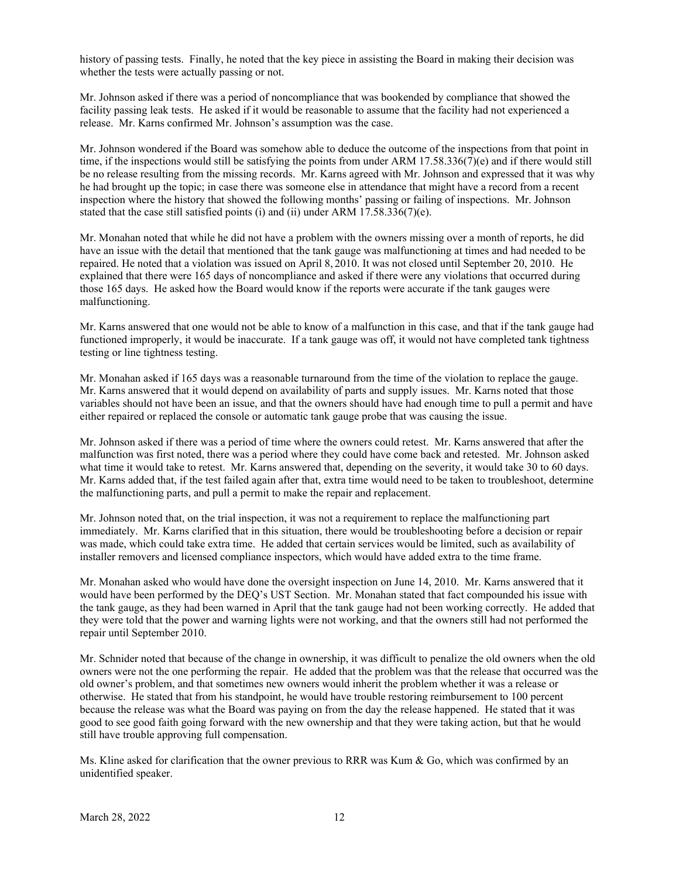history of passing tests. Finally, he noted that the key piece in assisting the Board in making their decision was whether the tests were actually passing or not.

Mr. Johnson asked if there was a period of noncompliance that was bookended by compliance that showed the facility passing leak tests. He asked if it would be reasonable to assume that the facility had not experienced a release. Mr. Karns confirmed Mr. Johnson's assumption was the case.

Mr. Johnson wondered if the Board was somehow able to deduce the outcome of the inspections from that point in time, if the inspections would still be satisfying the points from under ARM 17.58.336(7)(e) and if there would still be no release resulting from the missing records. Mr. Karns agreed with Mr. Johnson and expressed that it was why he had brought up the topic; in case there was someone else in attendance that might have a record from a recent inspection where the history that showed the following months' passing or failing of inspections. Mr. Johnson stated that the case still satisfied points (i) and (ii) under ARM 17.58.336(7)(e).

Mr. Monahan noted that while he did not have a problem with the owners missing over a month of reports, he did have an issue with the detail that mentioned that the tank gauge was malfunctioning at times and had needed to be repaired. He noted that a violation was issued on April 8, 2010. It was not closed until September 20, 2010. He explained that there were 165 days of noncompliance and asked if there were any violations that occurred during those 165 days. He asked how the Board would know if the reports were accurate if the tank gauges were malfunctioning.

Mr. Karns answered that one would not be able to know of a malfunction in this case, and that if the tank gauge had functioned improperly, it would be inaccurate. If a tank gauge was off, it would not have completed tank tightness testing or line tightness testing.

Mr. Monahan asked if 165 days was a reasonable turnaround from the time of the violation to replace the gauge. Mr. Karns answered that it would depend on availability of parts and supply issues. Mr. Karns noted that those variables should not have been an issue, and that the owners should have had enough time to pull a permit and have either repaired or replaced the console or automatic tank gauge probe that was causing the issue.

Mr. Johnson asked if there was a period of time where the owners could retest. Mr. Karns answered that after the malfunction was first noted, there was a period where they could have come back and retested. Mr. Johnson asked what time it would take to retest. Mr. Karns answered that, depending on the severity, it would take 30 to 60 days. Mr. Karns added that, if the test failed again after that, extra time would need to be taken to troubleshoot, determine the malfunctioning parts, and pull a permit to make the repair and replacement.

Mr. Johnson noted that, on the trial inspection, it was not a requirement to replace the malfunctioning part immediately. Mr. Karns clarified that in this situation, there would be troubleshooting before a decision or repair was made, which could take extra time. He added that certain services would be limited, such as availability of installer removers and licensed compliance inspectors, which would have added extra to the time frame.

Mr. Monahan asked who would have done the oversight inspection on June 14, 2010. Mr. Karns answered that it would have been performed by the DEQ's UST Section. Mr. Monahan stated that fact compounded his issue with the tank gauge, as they had been warned in April that the tank gauge had not been working correctly. He added that they were told that the power and warning lights were not working, and that the owners still had not performed the repair until September 2010.

Mr. Schnider noted that because of the change in ownership, it was difficult to penalize the old owners when the old owners were not the one performing the repair. He added that the problem was that the release that occurred was the old owner's problem, and that sometimes new owners would inherit the problem whether it was a release or otherwise. He stated that from his standpoint, he would have trouble restoring reimbursement to 100 percent because the release was what the Board was paying on from the day the release happened. He stated that it was good to see good faith going forward with the new ownership and that they were taking action, but that he would still have trouble approving full compensation.

Ms. Kline asked for clarification that the owner previous to RRR was Kum & Go, which was confirmed by an unidentified speaker.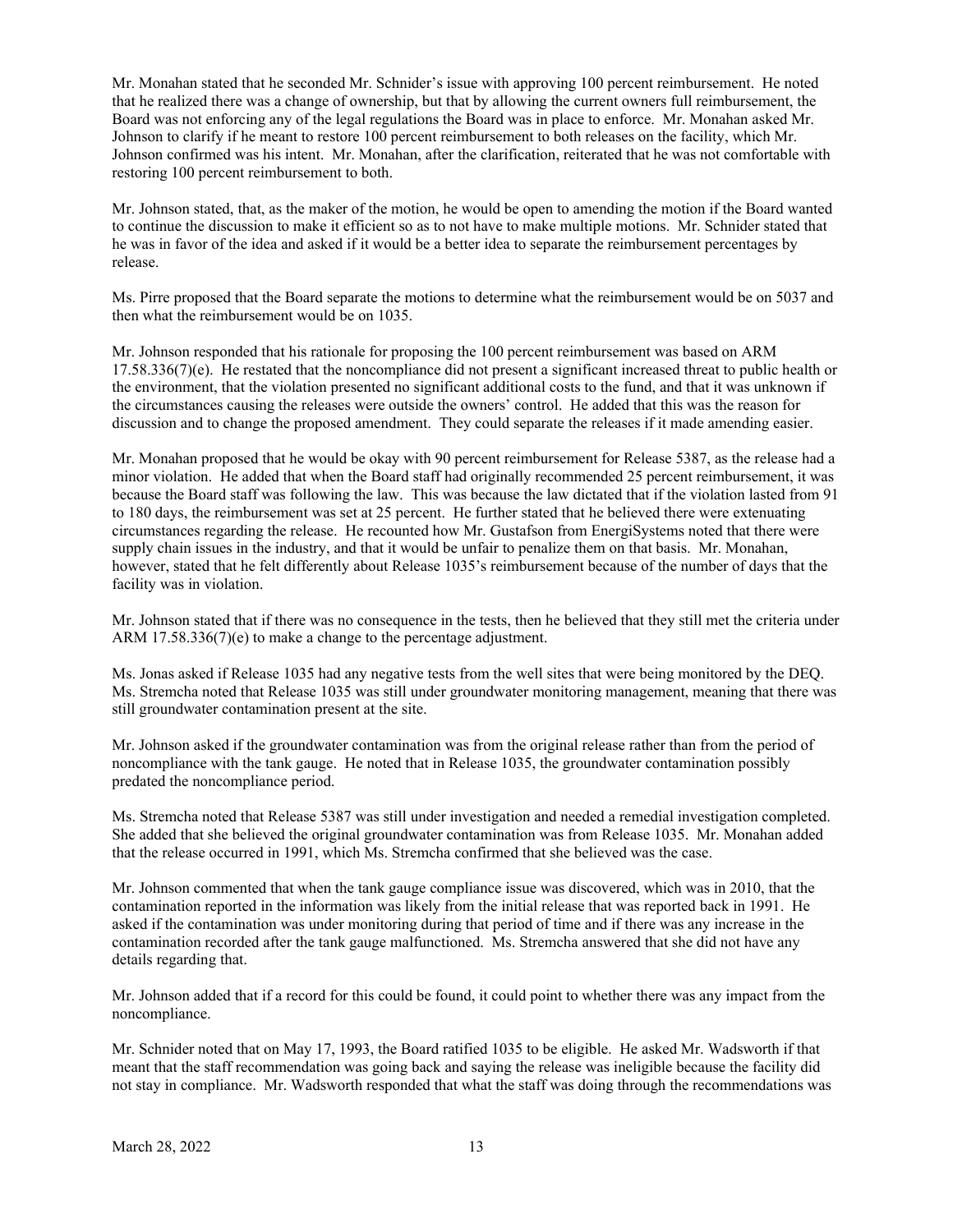Mr. Monahan stated that he seconded Mr. Schnider's issue with approving 100 percent reimbursement. He noted that he realized there was a change of ownership, but that by allowing the current owners full reimbursement, the Board was not enforcing any of the legal regulations the Board was in place to enforce. Mr. Monahan asked Mr. Johnson to clarify if he meant to restore 100 percent reimbursement to both releases on the facility, which Mr. Johnson confirmed was his intent. Mr. Monahan, after the clarification, reiterated that he was not comfortable with restoring 100 percent reimbursement to both.

Mr. Johnson stated, that, as the maker of the motion, he would be open to amending the motion if the Board wanted to continue the discussion to make it efficient so as to not have to make multiple motions. Mr. Schnider stated that he was in favor of the idea and asked if it would be a better idea to separate the reimbursement percentages by release.

Ms. Pirre proposed that the Board separate the motions to determine what the reimbursement would be on 5037 and then what the reimbursement would be on 1035.

Mr. Johnson responded that his rationale for proposing the 100 percent reimbursement was based on ARM 17.58.336(7)(e). He restated that the noncompliance did not present a significant increased threat to public health or the environment, that the violation presented no significant additional costs to the fund, and that it was unknown if the circumstances causing the releases were outside the owners' control. He added that this was the reason for discussion and to change the proposed amendment. They could separate the releases if it made amending easier.

Mr. Monahan proposed that he would be okay with 90 percent reimbursement for Release 5387, as the release had a minor violation. He added that when the Board staff had originally recommended 25 percent reimbursement, it was because the Board staff was following the law. This was because the law dictated that if the violation lasted from 91 to 180 days, the reimbursement was set at 25 percent. He further stated that he believed there were extenuating circumstances regarding the release. He recounted how Mr. Gustafson from EnergiSystems noted that there were supply chain issues in the industry, and that it would be unfair to penalize them on that basis. Mr. Monahan, however, stated that he felt differently about Release 1035's reimbursement because of the number of days that the facility was in violation.

Mr. Johnson stated that if there was no consequence in the tests, then he believed that they still met the criteria under ARM 17.58.336(7)(e) to make a change to the percentage adjustment.

Ms. Jonas asked if Release 1035 had any negative tests from the well sites that were being monitored by the DEQ. Ms. Stremcha noted that Release 1035 was still under groundwater monitoring management, meaning that there was still groundwater contamination present at the site.

Mr. Johnson asked if the groundwater contamination was from the original release rather than from the period of noncompliance with the tank gauge. He noted that in Release 1035, the groundwater contamination possibly predated the noncompliance period.

Ms. Stremcha noted that Release 5387 was still under investigation and needed a remedial investigation completed. She added that she believed the original groundwater contamination was from Release 1035. Mr. Monahan added that the release occurred in 1991, which Ms. Stremcha confirmed that she believed was the case.

Mr. Johnson commented that when the tank gauge compliance issue was discovered, which was in 2010, that the contamination reported in the information was likely from the initial release that was reported back in 1991. He asked if the contamination was under monitoring during that period of time and if there was any increase in the contamination recorded after the tank gauge malfunctioned. Ms. Stremcha answered that she did not have any details regarding that.

Mr. Johnson added that if a record for this could be found, it could point to whether there was any impact from the noncompliance.

Mr. Schnider noted that on May 17, 1993, the Board ratified 1035 to be eligible. He asked Mr. Wadsworth if that meant that the staff recommendation was going back and saying the release was ineligible because the facility did not stay in compliance. Mr. Wadsworth responded that what the staff was doing through the recommendations was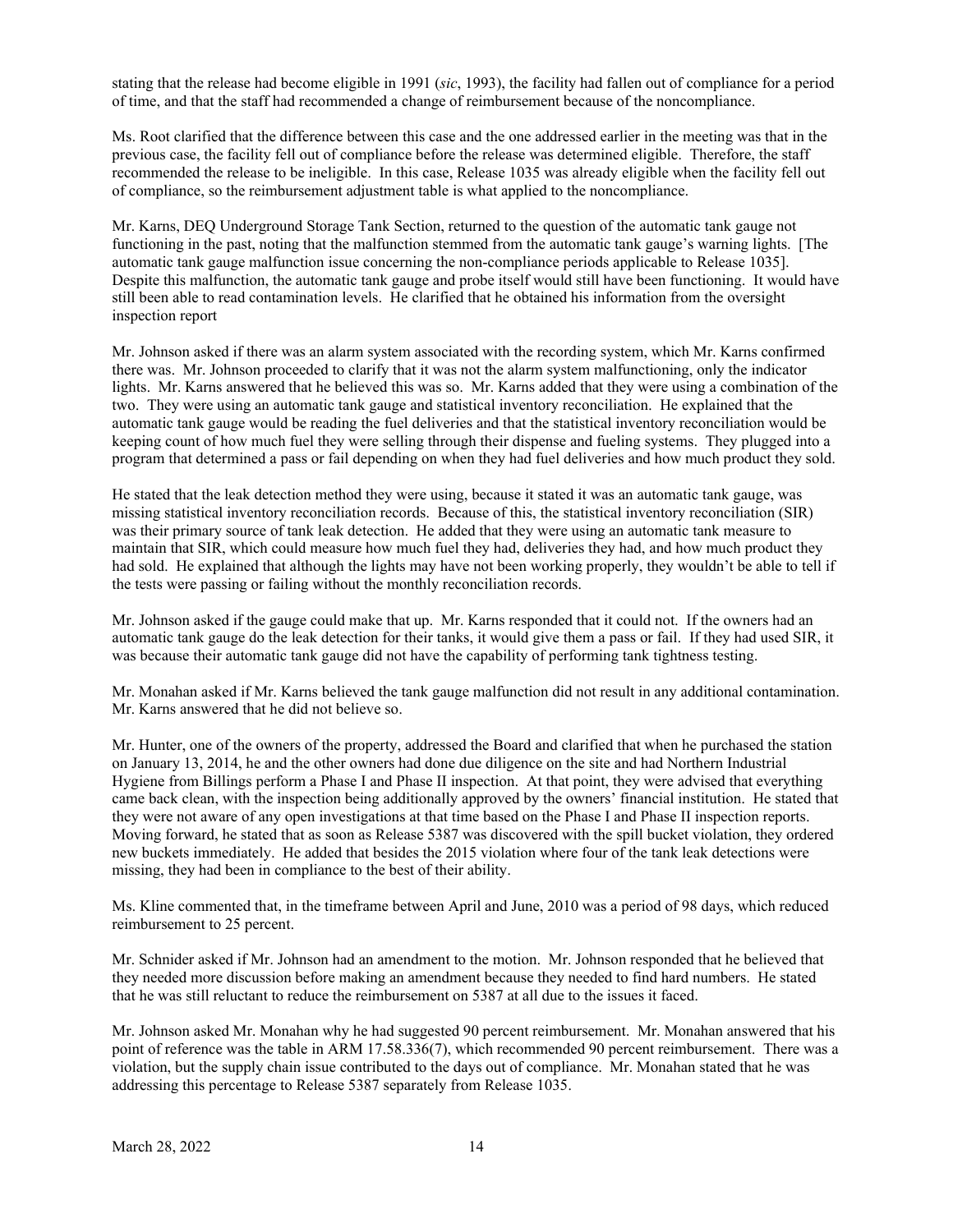stating that the release had become eligible in 1991 (*sic*, 1993), the facility had fallen out of compliance for a period of time, and that the staff had recommended a change of reimbursement because of the noncompliance.

Ms. Root clarified that the difference between this case and the one addressed earlier in the meeting was that in the previous case, the facility fell out of compliance before the release was determined eligible. Therefore, the staff recommended the release to be ineligible. In this case, Release 1035 was already eligible when the facility fell out of compliance, so the reimbursement adjustment table is what applied to the noncompliance.

Mr. Karns, DEQ Underground Storage Tank Section, returned to the question of the automatic tank gauge not functioning in the past, noting that the malfunction stemmed from the automatic tank gauge's warning lights. [The automatic tank gauge malfunction issue concerning the non-compliance periods applicable to Release 1035]. Despite this malfunction, the automatic tank gauge and probe itself would still have been functioning. It would have still been able to read contamination levels. He clarified that he obtained his information from the oversight inspection report

Mr. Johnson asked if there was an alarm system associated with the recording system, which Mr. Karns confirmed there was. Mr. Johnson proceeded to clarify that it was not the alarm system malfunctioning, only the indicator lights. Mr. Karns answered that he believed this was so. Mr. Karns added that they were using a combination of the two. They were using an automatic tank gauge and statistical inventory reconciliation. He explained that the automatic tank gauge would be reading the fuel deliveries and that the statistical inventory reconciliation would be keeping count of how much fuel they were selling through their dispense and fueling systems. They plugged into a program that determined a pass or fail depending on when they had fuel deliveries and how much product they sold.

He stated that the leak detection method they were using, because it stated it was an automatic tank gauge, was missing statistical inventory reconciliation records. Because of this, the statistical inventory reconciliation (SIR) was their primary source of tank leak detection. He added that they were using an automatic tank measure to maintain that SIR, which could measure how much fuel they had, deliveries they had, and how much product they had sold. He explained that although the lights may have not been working properly, they wouldn't be able to tell if the tests were passing or failing without the monthly reconciliation records.

Mr. Johnson asked if the gauge could make that up. Mr. Karns responded that it could not. If the owners had an automatic tank gauge do the leak detection for their tanks, it would give them a pass or fail. If they had used SIR, it was because their automatic tank gauge did not have the capability of performing tank tightness testing.

Mr. Monahan asked if Mr. Karns believed the tank gauge malfunction did not result in any additional contamination. Mr. Karns answered that he did not believe so.

Mr. Hunter, one of the owners of the property, addressed the Board and clarified that when he purchased the station on January 13, 2014, he and the other owners had done due diligence on the site and had Northern Industrial Hygiene from Billings perform a Phase I and Phase II inspection. At that point, they were advised that everything came back clean, with the inspection being additionally approved by the owners' financial institution. He stated that they were not aware of any open investigations at that time based on the Phase I and Phase II inspection reports. Moving forward, he stated that as soon as Release 5387 was discovered with the spill bucket violation, they ordered new buckets immediately. He added that besides the 2015 violation where four of the tank leak detections were missing, they had been in compliance to the best of their ability.

Ms. Kline commented that, in the timeframe between April and June, 2010 was a period of 98 days, which reduced reimbursement to 25 percent.

Mr. Schnider asked if Mr. Johnson had an amendment to the motion. Mr. Johnson responded that he believed that they needed more discussion before making an amendment because they needed to find hard numbers. He stated that he was still reluctant to reduce the reimbursement on 5387 at all due to the issues it faced.

Mr. Johnson asked Mr. Monahan why he had suggested 90 percent reimbursement. Mr. Monahan answered that his point of reference was the table in ARM 17.58.336(7), which recommended 90 percent reimbursement. There was a violation, but the supply chain issue contributed to the days out of compliance. Mr. Monahan stated that he was addressing this percentage to Release 5387 separately from Release 1035.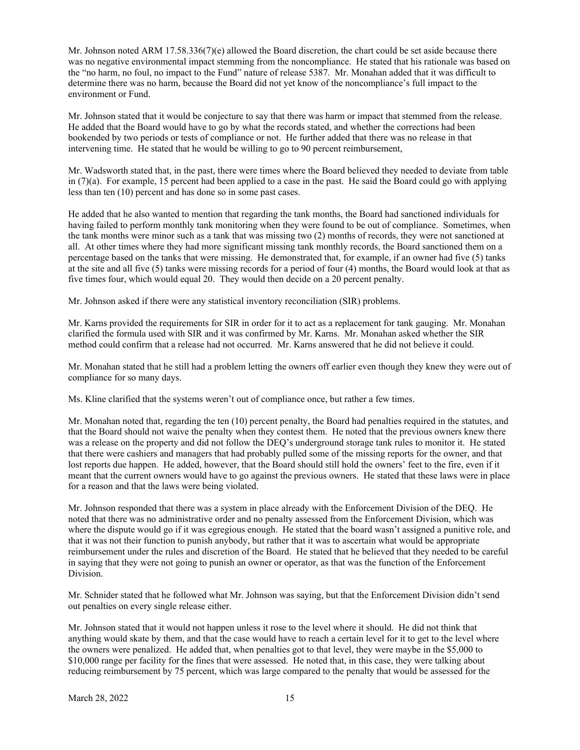Mr. Johnson noted ARM 17.58.336(7)(e) allowed the Board discretion, the chart could be set aside because there was no negative environmental impact stemming from the noncompliance. He stated that his rationale was based on the "no harm, no foul, no impact to the Fund" nature of release 5387. Mr. Monahan added that it was difficult to determine there was no harm, because the Board did not yet know of the noncompliance's full impact to the environment or Fund.

Mr. Johnson stated that it would be conjecture to say that there was harm or impact that stemmed from the release. He added that the Board would have to go by what the records stated, and whether the corrections had been bookended by two periods or tests of compliance or not. He further added that there was no release in that intervening time. He stated that he would be willing to go to 90 percent reimbursement,

Mr. Wadsworth stated that, in the past, there were times where the Board believed they needed to deviate from table in (7)(a). For example, 15 percent had been applied to a case in the past. He said the Board could go with applying less than ten (10) percent and has done so in some past cases.

He added that he also wanted to mention that regarding the tank months, the Board had sanctioned individuals for having failed to perform monthly tank monitoring when they were found to be out of compliance. Sometimes, when the tank months were minor such as a tank that was missing two (2) months of records, they were not sanctioned at all. At other times where they had more significant missing tank monthly records, the Board sanctioned them on a percentage based on the tanks that were missing. He demonstrated that, for example, if an owner had five (5) tanks at the site and all five (5) tanks were missing records for a period of four (4) months, the Board would look at that as five times four, which would equal 20. They would then decide on a 20 percent penalty.

Mr. Johnson asked if there were any statistical inventory reconciliation (SIR) problems.

Mr. Karns provided the requirements for SIR in order for it to act as a replacement for tank gauging. Mr. Monahan clarified the formula used with SIR and it was confirmed by Mr. Karns. Mr. Monahan asked whether the SIR method could confirm that a release had not occurred. Mr. Karns answered that he did not believe it could.

Mr. Monahan stated that he still had a problem letting the owners off earlier even though they knew they were out of compliance for so many days.

Ms. Kline clarified that the systems weren't out of compliance once, but rather a few times.

Mr. Monahan noted that, regarding the ten (10) percent penalty, the Board had penalties required in the statutes, and that the Board should not waive the penalty when they contest them. He noted that the previous owners knew there was a release on the property and did not follow the DEQ's underground storage tank rules to monitor it. He stated that there were cashiers and managers that had probably pulled some of the missing reports for the owner, and that lost reports due happen. He added, however, that the Board should still hold the owners' feet to the fire, even if it meant that the current owners would have to go against the previous owners. He stated that these laws were in place for a reason and that the laws were being violated.

Mr. Johnson responded that there was a system in place already with the Enforcement Division of the DEQ. He noted that there was no administrative order and no penalty assessed from the Enforcement Division, which was where the dispute would go if it was egregious enough. He stated that the board wasn't assigned a punitive role, and that it was not their function to punish anybody, but rather that it was to ascertain what would be appropriate reimbursement under the rules and discretion of the Board. He stated that he believed that they needed to be careful in saying that they were not going to punish an owner or operator, as that was the function of the Enforcement Division.

Mr. Schnider stated that he followed what Mr. Johnson was saying, but that the Enforcement Division didn't send out penalties on every single release either.

Mr. Johnson stated that it would not happen unless it rose to the level where it should. He did not think that anything would skate by them, and that the case would have to reach a certain level for it to get to the level where the owners were penalized. He added that, when penalties got to that level, they were maybe in the $5,000 to $10,000 range per facility for the fines that were assessed. He noted that, in this case, they were talking about reducing reimbursement by 75 percent, which was large compared to the penalty that would be assessed for the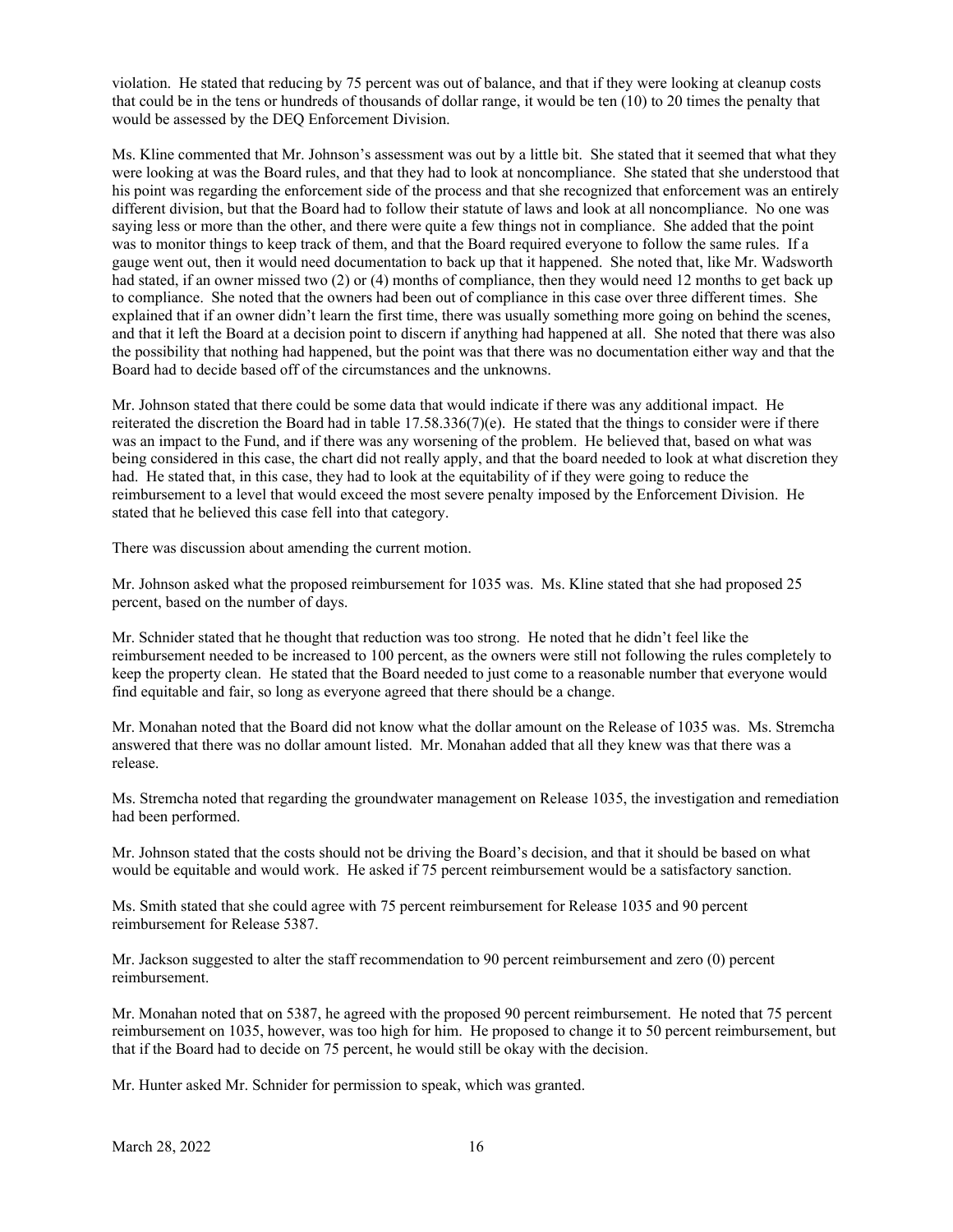violation. He stated that reducing by 75 percent was out of balance, and that if they were looking at cleanup costs that could be in the tens or hundreds of thousands of dollar range, it would be ten (10) to 20 times the penalty that would be assessed by the DEQ Enforcement Division.

Ms. Kline commented that Mr. Johnson's assessment was out by a little bit. She stated that it seemed that what they were looking at was the Board rules, and that they had to look at noncompliance. She stated that she understood that his point was regarding the enforcement side of the process and that she recognized that enforcement was an entirely different division, but that the Board had to follow their statute of laws and look at all noncompliance. No one was saying less or more than the other, and there were quite a few things not in compliance. She added that the point was to monitor things to keep track of them, and that the Board required everyone to follow the same rules. If a gauge went out, then it would need documentation to back up that it happened. She noted that, like Mr. Wadsworth had stated, if an owner missed two (2) or (4) months of compliance, then they would need 12 months to get back up to compliance. She noted that the owners had been out of compliance in this case over three different times. She explained that if an owner didn't learn the first time, there was usually something more going on behind the scenes, and that it left the Board at a decision point to discern if anything had happened at all. She noted that there was also the possibility that nothing had happened, but the point was that there was no documentation either way and that the Board had to decide based off of the circumstances and the unknowns.

Mr. Johnson stated that there could be some data that would indicate if there was any additional impact. He reiterated the discretion the Board had in table 17.58.336(7)(e). He stated that the things to consider were if there was an impact to the Fund, and if there was any worsening of the problem. He believed that, based on what was being considered in this case, the chart did not really apply, and that the board needed to look at what discretion they had. He stated that, in this case, they had to look at the equitability of if they were going to reduce the reimbursement to a level that would exceed the most severe penalty imposed by the Enforcement Division. He stated that he believed this case fell into that category.

There was discussion about amending the current motion.

Mr. Johnson asked what the proposed reimbursement for 1035 was. Ms. Kline stated that she had proposed 25 percent, based on the number of days.

Mr. Schnider stated that he thought that reduction was too strong. He noted that he didn't feel like the reimbursement needed to be increased to 100 percent, as the owners were still not following the rules completely to keep the property clean. He stated that the Board needed to just come to a reasonable number that everyone would find equitable and fair, so long as everyone agreed that there should be a change.

Mr. Monahan noted that the Board did not know what the dollar amount on the Release of 1035 was. Ms. Stremcha answered that there was no dollar amount listed. Mr. Monahan added that all they knew was that there was a release.

Ms. Stremcha noted that regarding the groundwater management on Release 1035, the investigation and remediation had been performed.

Mr. Johnson stated that the costs should not be driving the Board's decision, and that it should be based on what would be equitable and would work. He asked if 75 percent reimbursement would be a satisfactory sanction.

Ms. Smith stated that she could agree with 75 percent reimbursement for Release 1035 and 90 percent reimbursement for Release 5387.

Mr. Jackson suggested to alter the staff recommendation to 90 percent reimbursement and zero (0) percent reimbursement.

Mr. Monahan noted that on 5387, he agreed with the proposed 90 percent reimbursement. He noted that 75 percent reimbursement on 1035, however, was too high for him. He proposed to change it to 50 percent reimbursement, but that if the Board had to decide on 75 percent, he would still be okay with the decision.

Mr. Hunter asked Mr. Schnider for permission to speak, which was granted.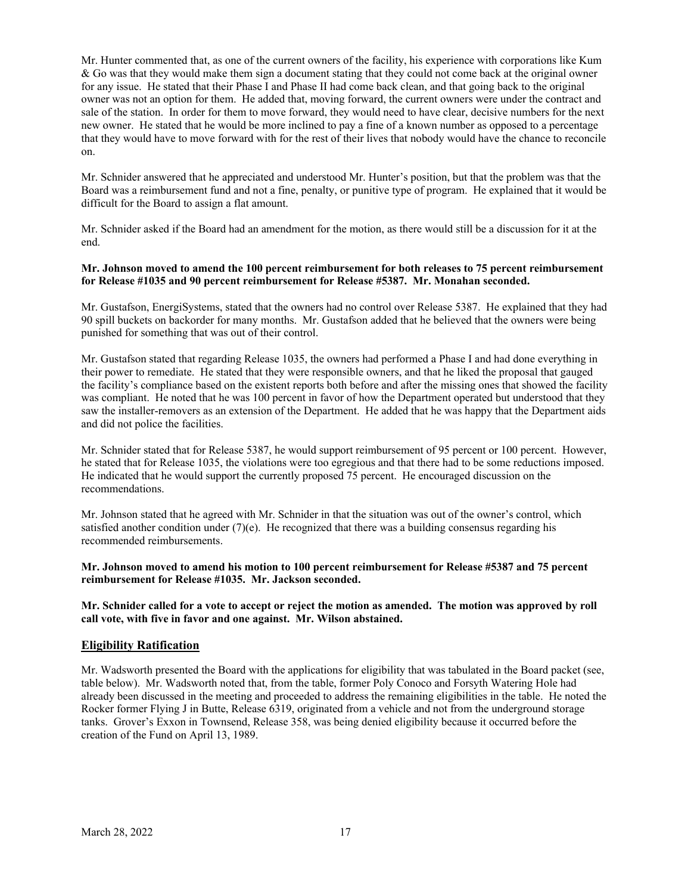Mr. Hunter commented that, as one of the current owners of the facility, his experience with corporations like Kum & Go was that they would make them sign a document stating that they could not come back at the original owner for any issue. He stated that their Phase I and Phase II had come back clean, and that going back to the original owner was not an option for them. He added that, moving forward, the current owners were under the contract and sale of the station. In order for them to move forward, they would need to have clear, decisive numbers for the next new owner. He stated that he would be more inclined to pay a fine of a known number as opposed to a percentage that they would have to move forward with for the rest of their lives that nobody would have the chance to reconcile on.

Mr. Schnider answered that he appreciated and understood Mr. Hunter's position, but that the problem was that the Board was a reimbursement fund and not a fine, penalty, or punitive type of program. He explained that it would be difficult for the Board to assign a flat amount.

Mr. Schnider asked if the Board had an amendment for the motion, as there would still be a discussion for it at the end.

**Mr. Johnson moved to amend the 100 percent reimbursement for both releases to 75 percent reimbursement for Release #1035 and 90 percent reimbursement for Release #5387. Mr. Monahan seconded.**

Mr. Gustafson, EnergiSystems, stated that the owners had no control over Release 5387. He explained that they had 90 spill buckets on backorder for many months. Mr. Gustafson added that he believed that the owners were being punished for something that was out of their control.

Mr. Gustafson stated that regarding Release 1035, the owners had performed a Phase I and had done everything in their power to remediate. He stated that they were responsible owners, and that he liked the proposal that gauged the facility's compliance based on the existent reports both before and after the missing ones that showed the facility was compliant. He noted that he was 100 percent in favor of how the Department operated but understood that they saw the installer-removers as an extension of the Department. He added that he was happy that the Department aids and did not police the facilities.

Mr. Schnider stated that for Release 5387, he would support reimbursement of 95 percent or 100 percent. However, he stated that for Release 1035, the violations were too egregious and that there had to be some reductions imposed. He indicated that he would support the currently proposed 75 percent. He encouraged discussion on the recommendations.

Mr. Johnson stated that he agreed with Mr. Schnider in that the situation was out of the owner's control, which satisfied another condition under (7)(e). He recognized that there was a building consensus regarding his recommended reimbursements.

**Mr. Johnson moved to amend his motion to 100 percent reimbursement for Release #5387 and 75 percent reimbursement for Release #1035. Mr. Jackson seconded.**

**Mr. Schnider called for a vote to accept or reject the motion as amended. The motion was approved by roll call vote, with five in favor and one against. Mr. Wilson abstained.**

## Eligibility Ratification

Mr. Wadsworth presented the Board with the applications for eligibility that was tabulated in the Board packet (see, table below). Mr. Wadsworth noted that, from the table, former Poly Conoco and Forsyth Watering Hole had already been discussed in the meeting and proceeded to address the remaining eligibilities in the table. He noted the Rocker former Flying J in Butte, Release 6319, originated from a vehicle and not from the underground storage tanks. Grover's Exxon in Townsend, Release 358, was being denied eligibility because it occurred before the creation of the Fund on April 13, 1989.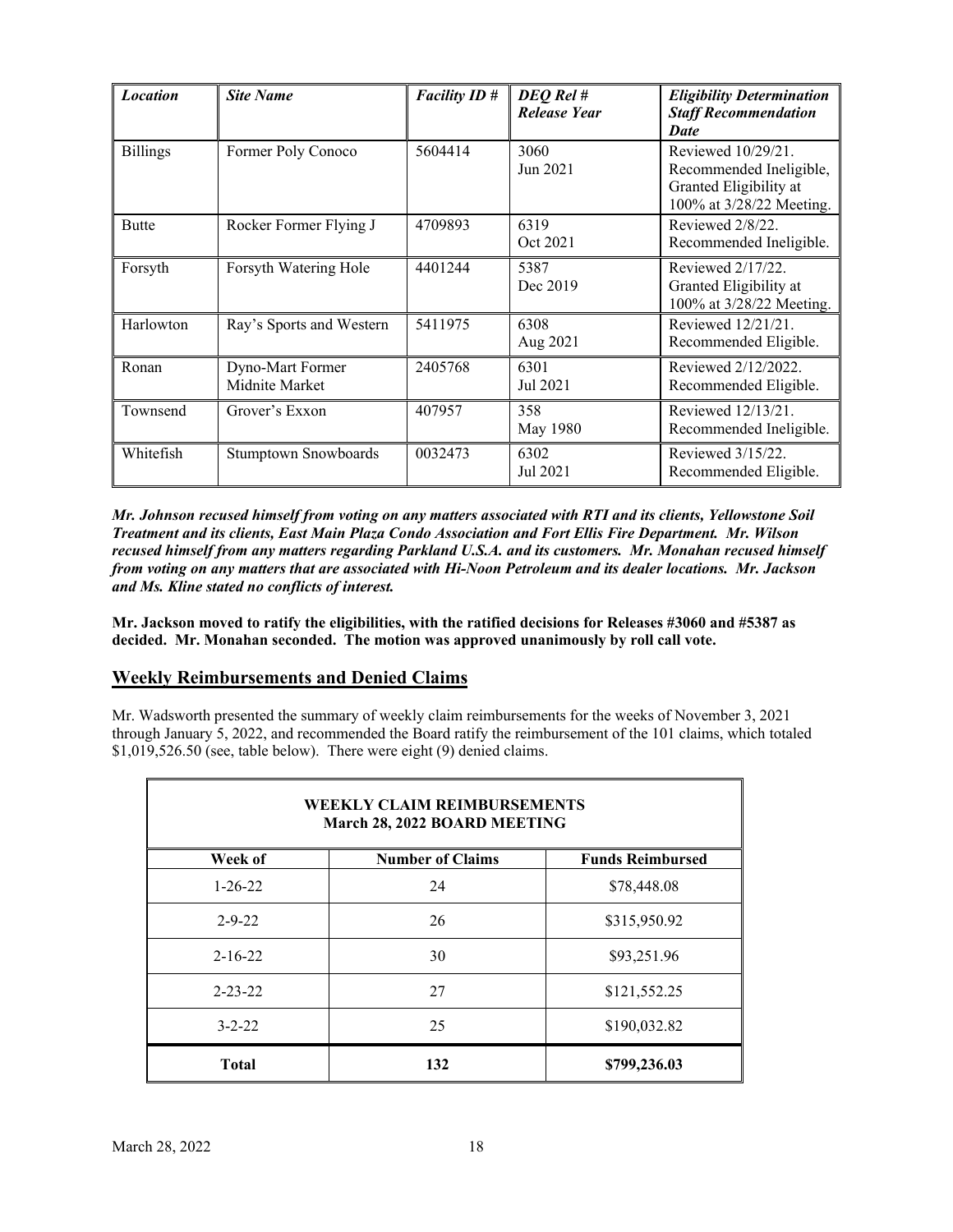| *Location* | *Site Name* | *Facility ID #* | *DEQ Rel #* *Release Year* | *Eligibility Determination* *Staff Recommendation* *Date* |
|---|---|---|---|---|
| Billings | Former Poly Conoco | 5604414 | 3060 Jun 2021 | Reviewed 10/29/21. Recommended Ineligible, Granted Eligibility at 100% at 3/28/22 Meeting. |
| Butte | Rocker Former Flying J | 4709893 | 6319 Oct 2021 | Reviewed 2/8/22. Recommended Ineligible. |
| Forsyth | Forsyth Watering Hole | 4401244 | 5387 Dec 2019 | Reviewed 2/17/22. Granted Eligibility at 100% at 3/28/22 Meeting. |
| Harlowton | Ray's Sports and Western | 5411975 | 6308 Aug 2021 | Reviewed 12/21/21. Recommended Eligible. |
| Ronan | Dyno-Mart Former Midnite Market | 2405768 | 6301 Jul 2021 | Reviewed 2/12/2022. Recommended Eligible. |
| Townsend | Grover's Exxon | 407957 | 358 May 1980 | Reviewed 12/13/21. Recommended Ineligible. |
| Whitefish | Stumptown Snowboards | 0032473 | 6302 Jul 2021 | Reviewed 3/15/22. Recommended Eligible. |

***Mr. Johnson recused himself from voting on any matters associated with RTI and its clients, Yellowstone Soil Treatment and its clients, East Main Plaza Condo Association and Fort Ellis Fire Department. Mr. Wilson recused himself from any matters regarding Parkland U.S.A. and its customers. Mr. Monahan recused himself from voting on any matters that are associated with Hi-Noon Petroleum and its dealer locations. Mr. Jackson and Ms. Kline stated no conflicts of interest.***

**Mr. Jackson moved to ratify the eligibilities, with the ratified decisions for Releases #3060 and #5387 as decided. Mr. Monahan seconded. The motion was approved unanimously by roll call vote.**

## Weekly Reimbursements and Denied Claims

Mr. Wadsworth presented the summary of weekly claim reimbursements for the weeks of November 3, 2021 through January 5, 2022, and recommended the Board ratify the reimbursement of the 101 claims, which totaled $1,019,526.50 (see, table below). There were eight (9) denied claims.

| **WEEKLY CLAIM REIMBURSEMENTS March 28, 2022 BOARD MEETING** | | |
|---|---|---|
| **Week of** | **Number of Claims** | **Funds Reimbursed** |
| 1-26-22 | 24 | $78,448.08 |
| 2-9-22 | 26 | $315,950.92 |
| 2-16-22 | 30 | $93,251.96 |
| 2-23-22 | 27 | $121,552.25 |
| 3-2-22 | 25 | $190,032.82 |
| **Total** | **132** | **$799,236.03** |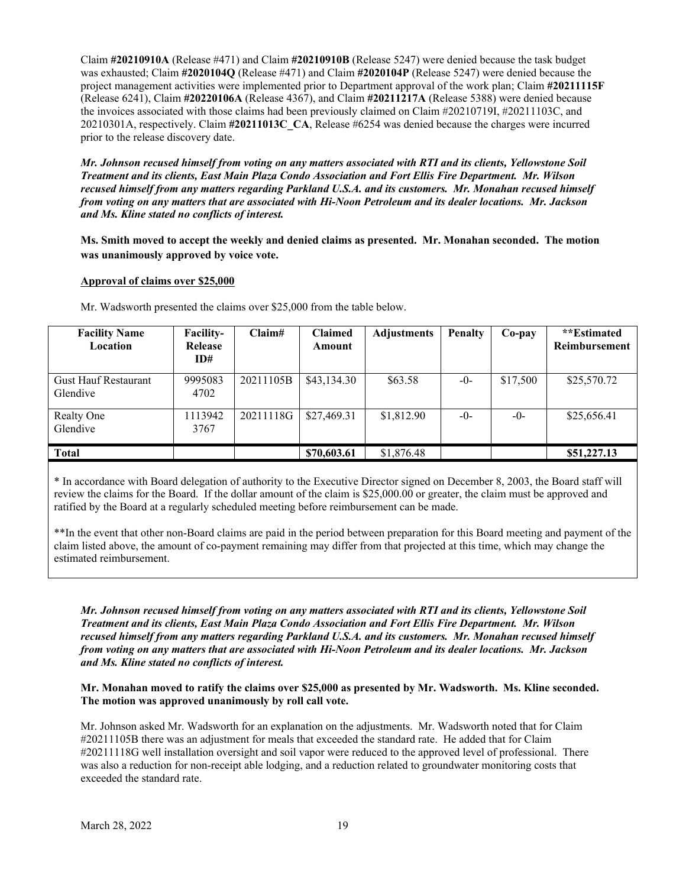Claim **#20210910A** (Release #471) and Claim **#20210910B** (Release 5247) were denied because the task budget was exhausted; Claim **#2020104Q** (Release #471) and Claim **#2020104P** (Release 5247) were denied because the project management activities were implemented prior to Department approval of the work plan; Claim **#20211115F** (Release 6241), Claim **#20220106A** (Release 4367), and Claim **#20211217A** (Release 5388) were denied because the invoices associated with those claims had been previously claimed on Claim #20210719I, #20211103C, and 20210301A, respectively. Claim **#20211013C_CA**, Release #6254 was denied because the charges were incurred prior to the release discovery date.

***Mr. Johnson recused himself from voting on any matters associated with RTI and its clients, Yellowstone Soil Treatment and its clients, East Main Plaza Condo Association and Fort Ellis Fire Department. Mr. Wilson recused himself from any matters regarding Parkland U.S.A. and its customers. Mr. Monahan recused himself from voting on any matters that are associated with Hi-Noon Petroleum and its dealer locations. Mr. Jackson and Ms. Kline stated no conflicts of interest.***

**Ms. Smith moved to accept the weekly and denied claims as presented. Mr. Monahan seconded. The motion was unanimously approved by voice vote.**

**Approval of claims over $25,000**

Mr. Wadsworth presented the claims over $25,000 from the table below.

| Facility Name Location | Facility-Release ID# | Claim# | Claimed Amount | Adjustments | Penalty | Co-pay | **Estimated Reimbursement |
|---|---|---|---|---|---|---|---|
| Gust Hauf Restaurant Glendive | 9995083 4702 | 20211105B | $43,134.30 | $63.58 | -0- | $17,500 | $25,570.72 |
| Realty One Glendive | 1113942 3767 | 20211118G | $27,469.31 | $1,812.90 | -0- | -0- | $25,656.41 |
| **Total** | | | **$70,603.61** | $1,876.48 | | | **$51,227.13** |

\* In accordance with Board delegation of authority to the Executive Director signed on December 8, 2003, the Board staff will review the claims for the Board. If the dollar amount of the claim is $25,000.00 or greater, the claim must be approved and ratified by the Board at a regularly scheduled meeting before reimbursement can be made.

**In the event that other non-Board claims are paid in the period between preparation for this Board meeting and payment of the claim listed above, the amount of co-payment remaining may differ from that projected at this time, which may change the estimated reimbursement.

***Mr. Johnson recused himself from voting on any matters associated with RTI and its clients, Yellowstone Soil Treatment and its clients, East Main Plaza Condo Association and Fort Ellis Fire Department. Mr. Wilson recused himself from any matters regarding Parkland U.S.A. and its customers. Mr. Monahan recused himself from voting on any matters that are associated with Hi-Noon Petroleum and its dealer locations. Mr. Jackson and Ms. Kline stated no conflicts of interest.***

**Mr. Monahan moved to ratify the claims over $25,000 as presented by Mr. Wadsworth. Ms. Kline seconded. The motion was approved unanimously by roll call vote.**

Mr. Johnson asked Mr. Wadsworth for an explanation on the adjustments. Mr. Wadsworth noted that for Claim #20211105B there was an adjustment for meals that exceeded the standard rate. He added that for Claim #20211118G well installation oversight and soil vapor were reduced to the approved level of professional. There was also a reduction for non-receipt able lodging, and a reduction related to groundwater monitoring costs that exceeded the standard rate.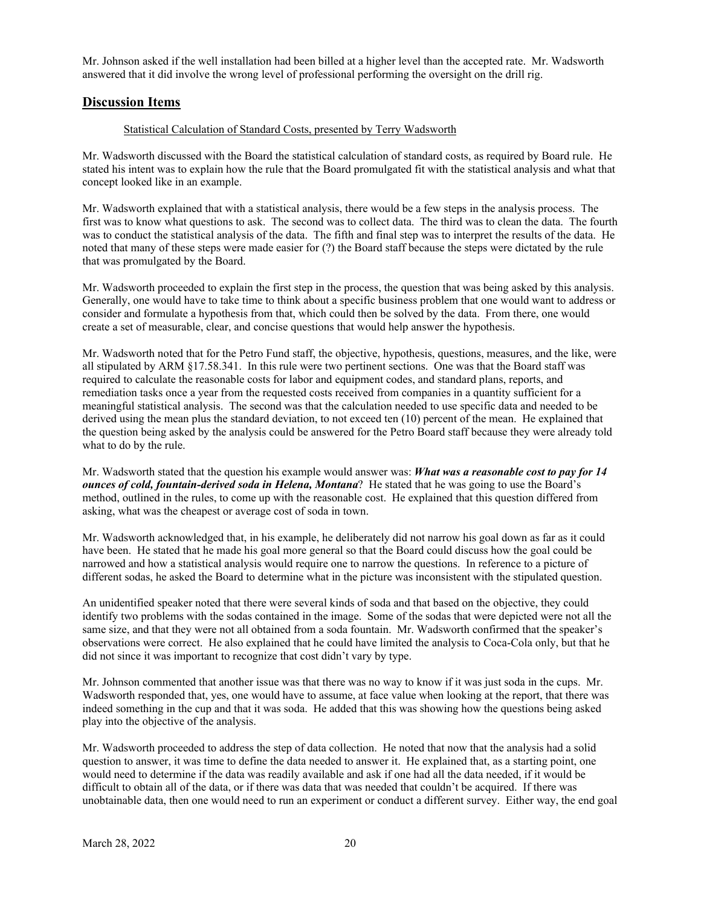Mr. Johnson asked if the well installation had been billed at a higher level than the accepted rate. Mr. Wadsworth answered that it did involve the wrong level of professional performing the oversight on the drill rig.

## Discussion Items

Statistical Calculation of Standard Costs, presented by Terry Wadsworth

Mr. Wadsworth discussed with the Board the statistical calculation of standard costs, as required by Board rule. He stated his intent was to explain how the rule that the Board promulgated fit with the statistical analysis and what that concept looked like in an example.

Mr. Wadsworth explained that with a statistical analysis, there would be a few steps in the analysis process. The first was to know what questions to ask. The second was to collect data. The third was to clean the data. The fourth was to conduct the statistical analysis of the data. The fifth and final step was to interpret the results of the data. He noted that many of these steps were made easier for (?) the Board staff because the steps were dictated by the rule that was promulgated by the Board.

Mr. Wadsworth proceeded to explain the first step in the process, the question that was being asked by this analysis. Generally, one would have to take time to think about a specific business problem that one would want to address or consider and formulate a hypothesis from that, which could then be solved by the data. From there, one would create a set of measurable, clear, and concise questions that would help answer the hypothesis.

Mr. Wadsworth noted that for the Petro Fund staff, the objective, hypothesis, questions, measures, and the like, were all stipulated by ARM §17.58.341. In this rule were two pertinent sections. One was that the Board staff was required to calculate the reasonable costs for labor and equipment codes, and standard plans, reports, and remediation tasks once a year from the requested costs received from companies in a quantity sufficient for a meaningful statistical analysis. The second was that the calculation needed to use specific data and needed to be derived using the mean plus the standard deviation, to not exceed ten (10) percent of the mean. He explained that the question being asked by the analysis could be answered for the Petro Board staff because they were already told what to do by the rule.

Mr. Wadsworth stated that the question his example would answer was: ***What was a reasonable cost to pay for 14 ounces of cold, fountain-derived soda in Helena, Montana***? He stated that he was going to use the Board's method, outlined in the rules, to come up with the reasonable cost. He explained that this question differed from asking, what was the cheapest or average cost of soda in town.

Mr. Wadsworth acknowledged that, in his example, he deliberately did not narrow his goal down as far as it could have been. He stated that he made his goal more general so that the Board could discuss how the goal could be narrowed and how a statistical analysis would require one to narrow the questions. In reference to a picture of different sodas, he asked the Board to determine what in the picture was inconsistent with the stipulated question.

An unidentified speaker noted that there were several kinds of soda and that based on the objective, they could identify two problems with the sodas contained in the image. Some of the sodas that were depicted were not all the same size, and that they were not all obtained from a soda fountain. Mr. Wadsworth confirmed that the speaker's observations were correct. He also explained that he could have limited the analysis to Coca-Cola only, but that he did not since it was important to recognize that cost didn't vary by type.

Mr. Johnson commented that another issue was that there was no way to know if it was just soda in the cups. Mr. Wadsworth responded that, yes, one would have to assume, at face value when looking at the report, that there was indeed something in the cup and that it was soda. He added that this was showing how the questions being asked play into the objective of the analysis.

Mr. Wadsworth proceeded to address the step of data collection. He noted that now that the analysis had a solid question to answer, it was time to define the data needed to answer it. He explained that, as a starting point, one would need to determine if the data was readily available and ask if one had all the data needed, if it would be difficult to obtain all of the data, or if there was data that was needed that couldn't be acquired. If there was unobtainable data, then one would need to run an experiment or conduct a different survey. Either way, the end goal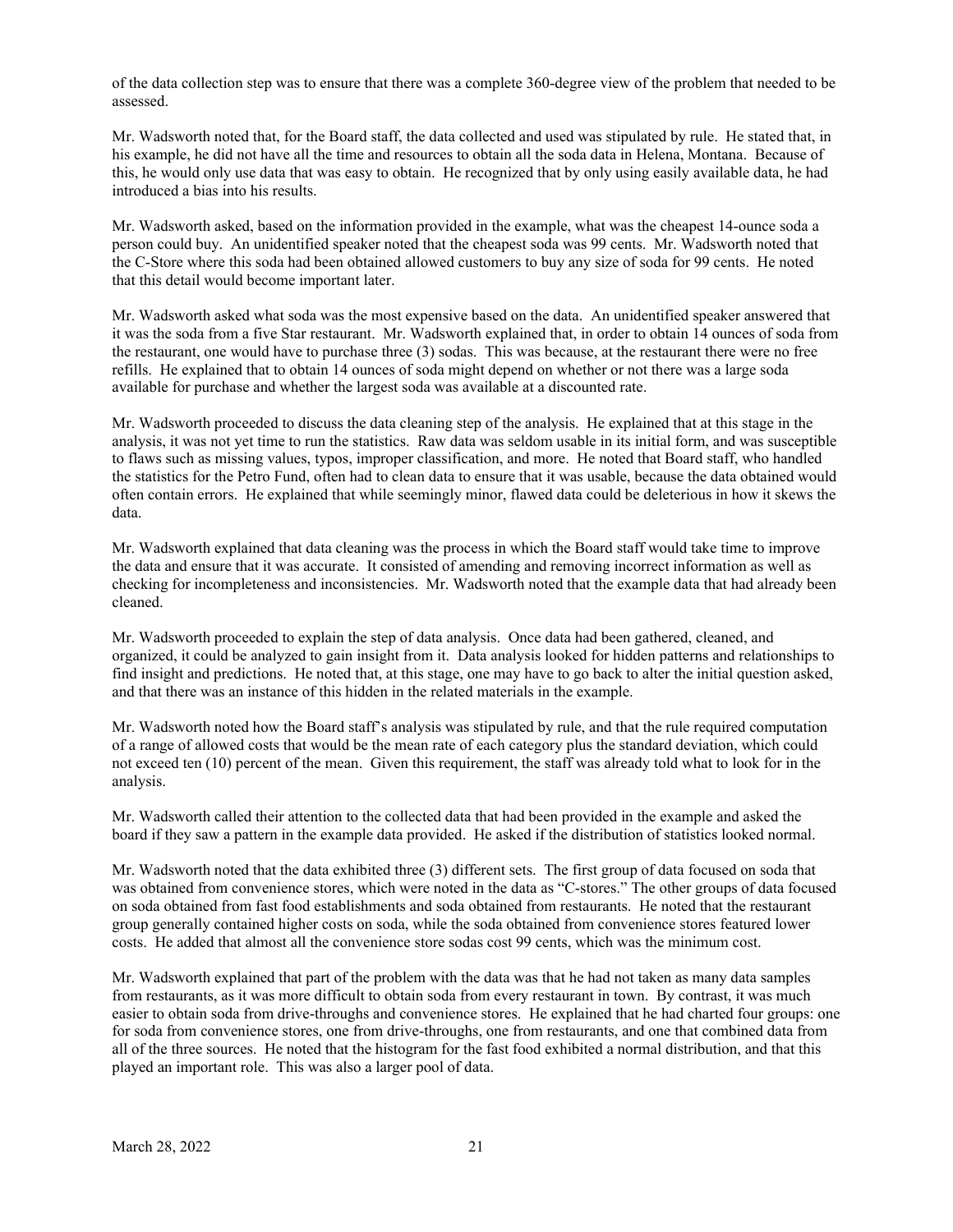of the data collection step was to ensure that there was a complete 360-degree view of the problem that needed to be assessed.

Mr. Wadsworth noted that, for the Board staff, the data collected and used was stipulated by rule. He stated that, in his example, he did not have all the time and resources to obtain all the soda data in Helena, Montana. Because of this, he would only use data that was easy to obtain. He recognized that by only using easily available data, he had introduced a bias into his results.

Mr. Wadsworth asked, based on the information provided in the example, what was the cheapest 14-ounce soda a person could buy. An unidentified speaker noted that the cheapest soda was 99 cents. Mr. Wadsworth noted that the C-Store where this soda had been obtained allowed customers to buy any size of soda for 99 cents. He noted that this detail would become important later.

Mr. Wadsworth asked what soda was the most expensive based on the data. An unidentified speaker answered that it was the soda from a five Star restaurant. Mr. Wadsworth explained that, in order to obtain 14 ounces of soda from the restaurant, one would have to purchase three (3) sodas. This was because, at the restaurant there were no free refills. He explained that to obtain 14 ounces of soda might depend on whether or not there was a large soda available for purchase and whether the largest soda was available at a discounted rate.

Mr. Wadsworth proceeded to discuss the data cleaning step of the analysis. He explained that at this stage in the analysis, it was not yet time to run the statistics. Raw data was seldom usable in its initial form, and was susceptible to flaws such as missing values, typos, improper classification, and more. He noted that Board staff, who handled the statistics for the Petro Fund, often had to clean data to ensure that it was usable, because the data obtained would often contain errors. He explained that while seemingly minor, flawed data could be deleterious in how it skews the data.

Mr. Wadsworth explained that data cleaning was the process in which the Board staff would take time to improve the data and ensure that it was accurate. It consisted of amending and removing incorrect information as well as checking for incompleteness and inconsistencies. Mr. Wadsworth noted that the example data that had already been cleaned.

Mr. Wadsworth proceeded to explain the step of data analysis. Once data had been gathered, cleaned, and organized, it could be analyzed to gain insight from it. Data analysis looked for hidden patterns and relationships to find insight and predictions. He noted that, at this stage, one may have to go back to alter the initial question asked, and that there was an instance of this hidden in the related materials in the example.

Mr. Wadsworth noted how the Board staff's analysis was stipulated by rule, and that the rule required computation of a range of allowed costs that would be the mean rate of each category plus the standard deviation, which could not exceed ten (10) percent of the mean. Given this requirement, the staff was already told what to look for in the analysis.

Mr. Wadsworth called their attention to the collected data that had been provided in the example and asked the board if they saw a pattern in the example data provided. He asked if the distribution of statistics looked normal.

Mr. Wadsworth noted that the data exhibited three (3) different sets. The first group of data focused on soda that was obtained from convenience stores, which were noted in the data as "C-stores." The other groups of data focused on soda obtained from fast food establishments and soda obtained from restaurants. He noted that the restaurant group generally contained higher costs on soda, while the soda obtained from convenience stores featured lower costs. He added that almost all the convenience store sodas cost 99 cents, which was the minimum cost.

Mr. Wadsworth explained that part of the problem with the data was that he had not taken as many data samples from restaurants, as it was more difficult to obtain soda from every restaurant in town. By contrast, it was much easier to obtain soda from drive-throughs and convenience stores. He explained that he had charted four groups: one for soda from convenience stores, one from drive-throughs, one from restaurants, and one that combined data from all of the three sources. He noted that the histogram for the fast food exhibited a normal distribution, and that this played an important role. This was also a larger pool of data.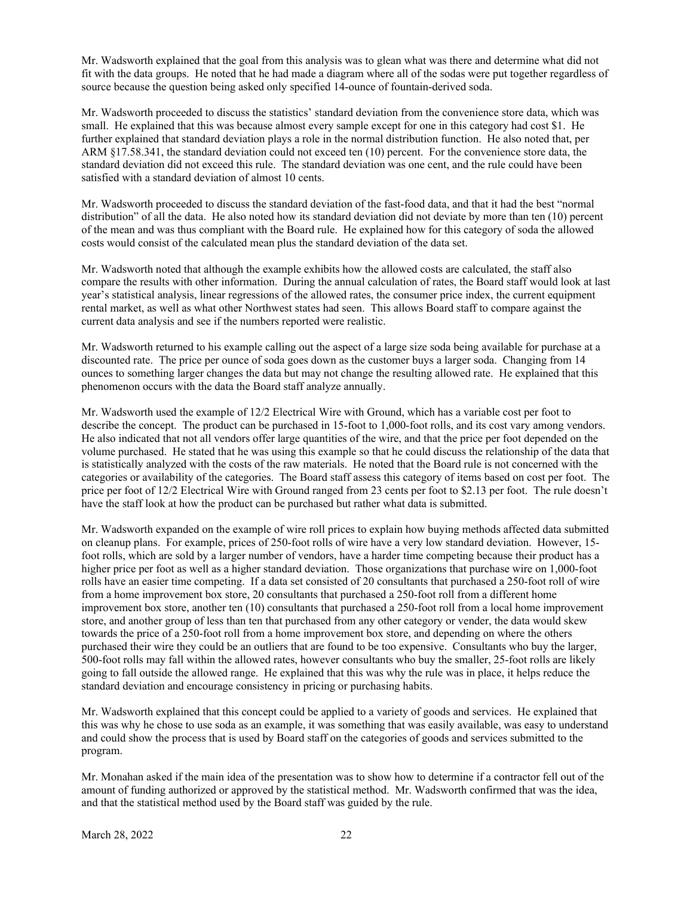Mr. Wadsworth explained that the goal from this analysis was to glean what was there and determine what did not fit with the data groups. He noted that he had made a diagram where all of the sodas were put together regardless of source because the question being asked only specified 14-ounce of fountain-derived soda.

Mr. Wadsworth proceeded to discuss the statistics' standard deviation from the convenience store data, which was small. He explained that this was because almost every sample except for one in this category had cost $1. He further explained that standard deviation plays a role in the normal deviation function. He also noted that, per ARM §17.58.341, the standard deviation could not exceed ten (10) percent. For the convenience store data, the standard deviation did not exceed this rule. The standard deviation was one cent, and the rule could have been satisfied with a standard deviation of almost 10 cents.

Mr. Wadsworth proceeded to discuss the standard deviation of the fast-food data, and that it had the best "normal distribution" of all the data. He also noted how its standard deviation did not deviate by more than ten (10) percent of the mean and was thus compliant with the Board rule. He explained how for this category of soda the allowed costs would consist of the calculated mean plus the standard deviation of the data set.

Mr. Wadsworth noted that although the example exhibits how the allowed costs are calculated, the staff also compare the results with other information. During the annual calculation of rates, the Board staff would look at last year's statistical analysis, linear regressions of the allowed rates, the consumer price index, the current equipment rental market, as well as what other Northwest states had seen. This allows Board staff to compare against the current data analysis and see if the numbers reported were realistic.

Mr. Wadsworth returned to his example calling out the aspect of a large size soda being available for purchase at a discounted rate. The price per ounce of soda goes down as the customer buys a larger soda. Changing from 14 ounces to something larger changes the data but may not change the resulting allowed rate. He explained that this phenomenon occurs with the data the Board staff analyze annually.

Mr. Wadsworth used the example of 12/2 Electrical Wire with Ground, which has a variable cost per foot to describe the concept. The product can be purchased in 15-foot to 1,000-foot rolls, and its cost vary among vendors. He also indicated that not all vendors offer large quantities of the wire, and that the price per foot depended on the volume purchased. He stated that he was using this example so that he could discuss the relationship of the data that is statistically analyzed with the costs of the raw materials. He noted that the Board rule is not concerned with the categories or availability of the categories. The Board staff assess this category of items based on cost per foot. The price per foot of 12/2 Electrical Wire with Ground ranged from 23 cents per foot to $2.13 per foot. The rule doesn't have the staff look at how the product can be purchased but rather what data is submitted.

Mr. Wadsworth expanded on the example of wire roll prices to explain how buying methods affected data submitted on cleanup plans. For example, prices of 250-foot rolls of wire have a very low standard deviation. However, 15-foot rolls, which are sold by a larger number of vendors, have a harder time competing because their product has a higher price per foot as well as a higher standard deviation. Those organizations that purchase wire on 1,000-foot rolls have an easier time competing. If a data set consisted of 20 consultants that purchased a 250-foot roll of wire from a home improvement box store, 20 consultants that purchased a 250-foot roll from a different home improvement box store, another ten (10) consultants that purchased a 250-foot roll from a local home improvement store, and another group of less than ten that purchased from any other category or vender, the data would skew towards the price of a 250-foot roll from a home improvement box store, and depending on where the others purchased their wire they could be an outliers that are found to be too expensive. Consultants who buy the larger, 500-foot rolls may fall within the allowed rates, however consultants who buy the smaller, 25-foot rolls are likely going to fall outside the allowed range. He explained that this was why the rule was in place, it helps reduce the standard deviation and encourage consistency in pricing or purchasing habits.

Mr. Wadsworth explained that this concept could be applied to a variety of goods and services. He explained that this was why he chose to use soda as an example, it was something that was easily available, was easy to understand and could show the process that is used by Board staff on the categories of goods and services submitted to the program.

Mr. Monahan asked if the main idea of the presentation was to show how to determine if a contractor fell out of the amount of funding authorized or approved by the statistical method. Mr. Wadsworth confirmed that was the idea, and that the statistical method used by the Board staff was guided by the rule.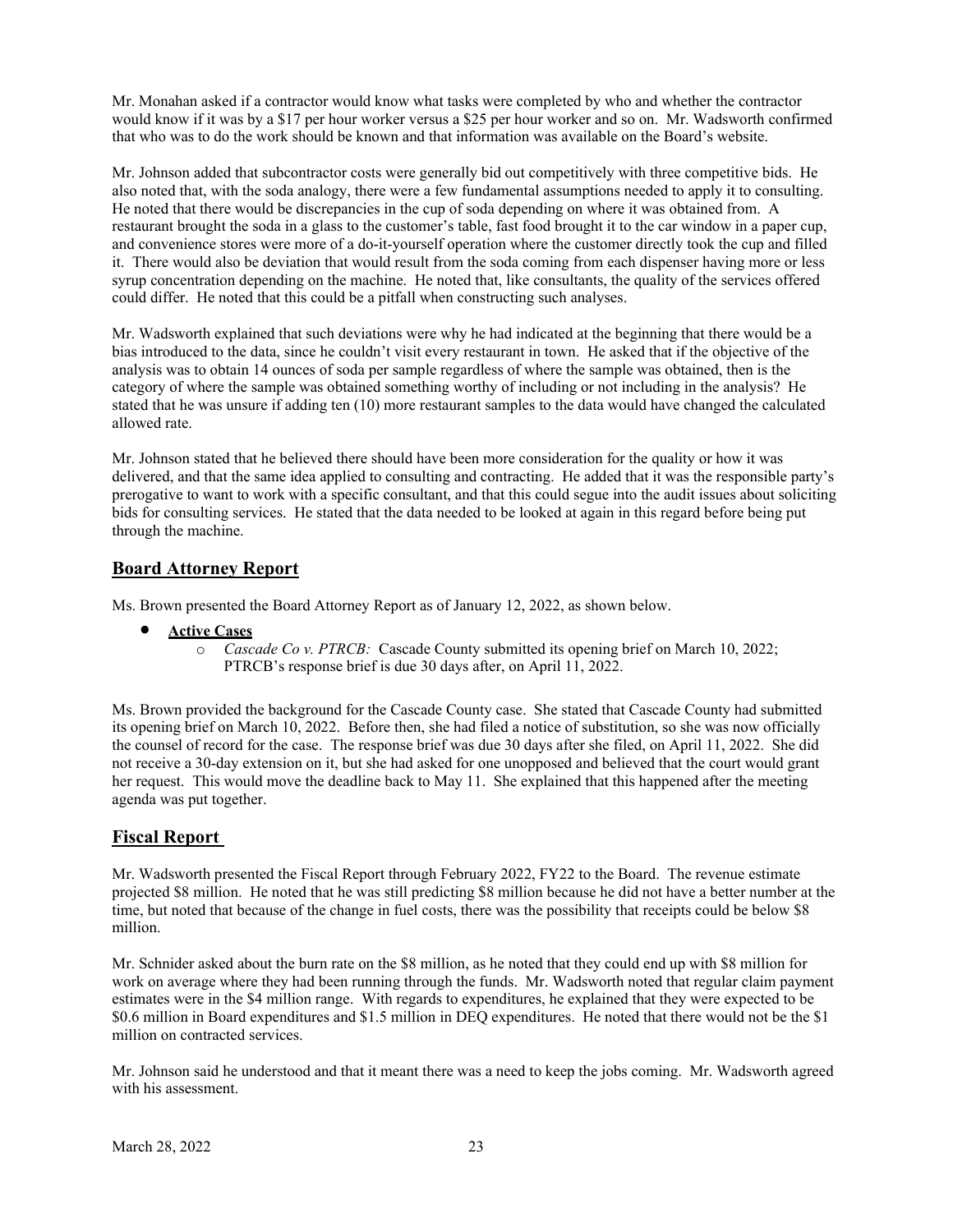Mr. Monahan asked if a contractor would know what tasks were completed by who and whether the contractor would know if it was by a $17 per hour worker versus a $25 per hour worker and so on. Mr. Wadsworth confirmed that who was to do the work should be known and that information was available on the Board's website.

Mr. Johnson added that subcontractor costs were generally bid out competitively with three competitive bids. He also noted that, with the soda analogy, there were a few fundamental assumptions needed to apply it to consulting. He noted that there would be discrepancies in the cup of soda depending on where it was obtained from. A restaurant brought the soda in a glass to the customer's table, fast food brought it to the car window in a paper cup, and convenience stores were more of a do-it-yourself operation where the customer directly took the cup and filled it. There would also be deviation that would result from the soda coming from each dispenser having more or less syrup concentration depending on the machine. He noted that, like consultants, the quality of the services offered could differ. He noted that this could be a pitfall when constructing such analyses.

Mr. Wadsworth explained that such deviations were why he had indicated at the beginning that there would be a bias introduced to the data, since he couldn't visit every restaurant in town. He asked that if the objective of the analysis was to obtain 14 ounces of soda per sample regardless of where the sample was obtained, then is the category of where the sample was obtained something worthy of including or not including in the analysis? He stated that he was unsure if adding ten (10) more restaurant samples to the data would have changed the calculated allowed rate.

Mr. Johnson stated that he believed there should have been more consideration for the quality or how it was delivered, and that the same idea applied to consulting and contracting. He added that it was the responsible party's prerogative to want to work with a specific consultant, and that this could segue into the audit issues about soliciting bids for consulting services. He stated that the data needed to be looked at again in this regard before being put through the machine.

## Board Attorney Report

Ms. Brown presented the Board Attorney Report as of January 12, 2022, as shown below.

- **Active Cases**
  - *Cascade Co v. PTRCB:* Cascade County submitted its opening brief on March 10, 2022; PTRCB's response brief is due 30 days after, on April 11, 2022.

Ms. Brown provided the background for the Cascade County case. She stated that Cascade County had submitted its opening brief on March 10, 2022. Before then, she had filed a notice of substitution, so she was now officially the counsel of record for the case. The response brief was due 30 days after she filed, on April 11, 2022. She did not receive a 30-day extension on it, but she had asked for one unopposed and believed that the court would grant her request. This would move the deadline back to May 11. She explained that this happened after the meeting agenda was put together.

## Fiscal Report

Mr. Wadsworth presented the Fiscal Report through February 2022, FY22 to the Board. The revenue estimate projected $8 million. He noted that he was still predicting $8 million because he did not have a better number at the time, but noted that because of the change in fuel costs, there was the possibility that receipts could be below $8 million.

Mr. Schnider asked about the burn rate on the $8 million, as he noted that they could end up with $8 million for work on average where they had been running through the funds. Mr. Wadsworth noted that regular claim payment estimates were in the $4 million range. With regards to expenditures, he explained that they were expected to be $0.6 million in Board expenditures and $1.5 million in DEQ expenditures. He noted that there would not be the $1 million on contracted services.

Mr. Johnson said he understood and that it meant there was a need to keep the jobs coming. Mr. Wadsworth agreed with his assessment.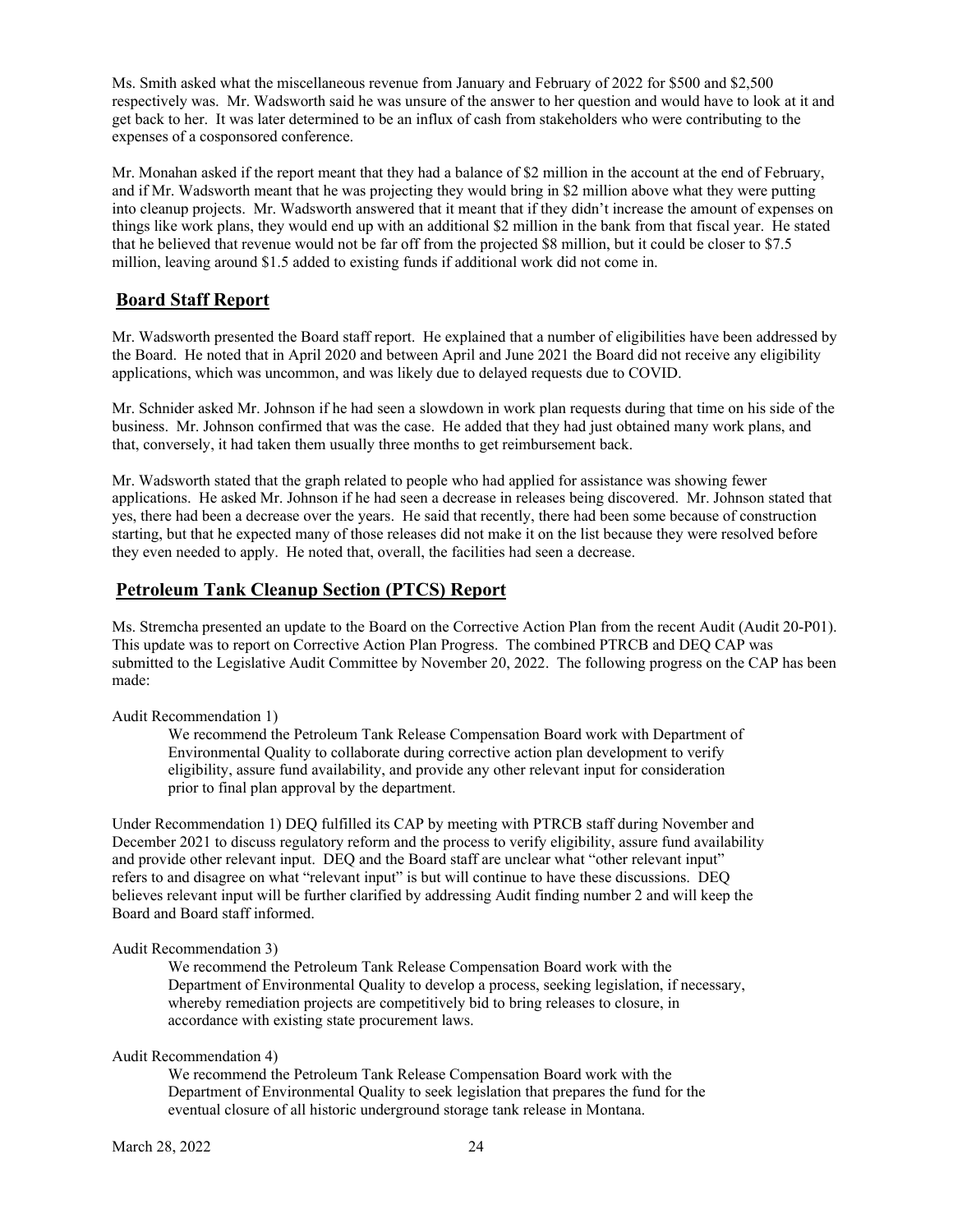Ms. Smith asked what the miscellaneous revenue from January and February of 2022 for $500 and $2,500 respectively was. Mr. Wadsworth said he was unsure of the answer to her question and would have to look at it and get back to her. It was later determined to be an influx of cash from stakeholders who were contributing to the expenses of a cosponsored conference.

Mr. Monahan asked if the report meant that they had a balance of $2 million in the account at the end of February, and if Mr. Wadsworth meant that he was projecting they would bring in $2 million above what they were putting into cleanup projects. Mr. Wadsworth answered that it meant that if they didn't increase the amount of expenses on things like work plans, they would end up with an additional $2 million in the bank from that fiscal year. He stated that he believed that revenue would not be far off from the projected $8 million, but it could be closer to $7.5 million, leaving around $1.5 added to existing funds if additional work did not come in.

## Board Staff Report

Mr. Wadsworth presented the Board staff report. He explained that a number of eligibilities have been addressed by the Board. He noted that in April 2020 and between April and June 2021 the Board did not receive any eligibility applications, which was uncommon, and was likely due to delayed requests due to COVID.

Mr. Schnider asked Mr. Johnson if he had seen a slowdown in work plan requests during that time on his side of the business. Mr. Johnson confirmed that was the case. He added that they had just obtained many work plans, and that, conversely, it had taken them usually three months to get reimbursement back.

Mr. Wadsworth stated that the graph related to people who had applied for assistance was showing fewer applications. He asked Mr. Johnson if he had seen a decrease in releases being discovered. Mr. Johnson stated that yes, there had been a decrease over the years. He said that recently, there had been some because of construction starting, but that he expected many of those releases did not make it on the list because they were resolved before they even needed to apply. He noted that, overall, the facilities had seen a decrease.

## Petroleum Tank Cleanup Section (PTCS) Report

Ms. Stremcha presented an update to the Board on the Corrective Action Plan from the recent Audit (Audit 20-P01). This update was to report on Corrective Action Plan Progress. The combined PTRCB and DEQ CAP was submitted to the Legislative Audit Committee by November 20, 2022. The following progress on the CAP has been made:

Audit Recommendation 1)

> We recommend the Petroleum Tank Release Compensation Board work with Department of Environmental Quality to collaborate during corrective action plan development to verify eligibility, assure fund availability, and provide any other relevant input for consideration prior to final plan approval by the department.

Under Recommendation 1) DEQ fulfilled its CAP by meeting with PTRCB staff during November and December 2021 to discuss regulatory reform and the process to verify eligibility, assure fund availability and provide other relevant input. DEQ and the Board staff are unclear what "other relevant input" refers to and disagree on what "relevant input" is but will continue to have these discussions. DEQ believes relevant input will be further clarified by addressing Audit finding number 2 and will keep the Board and Board staff informed.

Audit Recommendation 3)

> We recommend the Petroleum Tank Release Compensation Board work with the Department of Environmental Quality to develop a process, seeking legislation, if necessary, whereby remediation projects are competitively bid to bring releases to closure, in accordance with existing state procurement laws.

Audit Recommendation 4)

> We recommend the Petroleum Tank Release Compensation Board work with the Department of Environmental Quality to seek legislation that prepares the fund for the eventual closure of all historic underground storage tank release in Montana.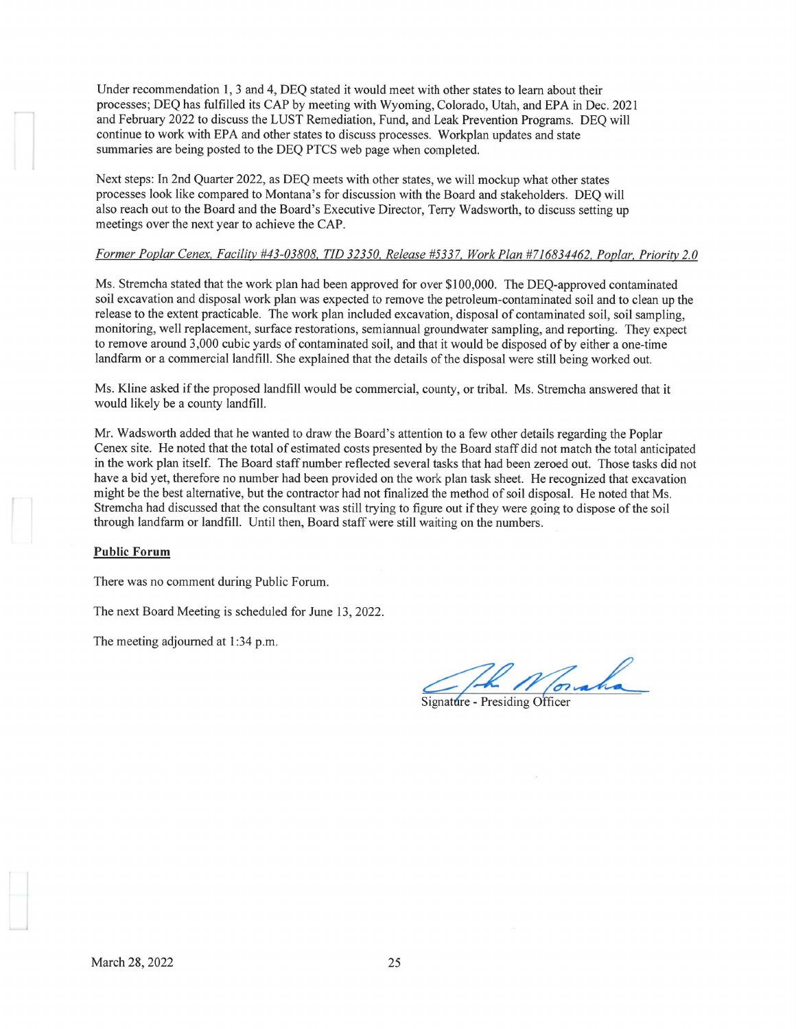Under recommendation 1, 3 and 4, DEQ stated it would meet with other states to learn about their processes; DEQ has fulfilled its CAP by meeting with Wyoming, Colorado, Utah, and EPA in Dec. 2021 and February 2022 to discuss the LUST Remediation, Fund, and Leak Prevention Programs. DEQ will continue to work with EPA and other states to discuss processes. Workplan updates and state summaries are being posted to the DEQ PTCS web page when completed.

Next steps: In 2nd Quarter 2022, as DEQ meets with other states, we will mockup what other states processes look like compared to Montana's for discussion with the Board and stakeholders. DEQ will also reach out to the Board and the Board's Executive Director, Terry Wadsworth, to discuss setting up meetings over the next year to achieve the CAP.

*Former Poplar Cenex, Facility #43-03808, TID 32350, Release #5337, Work Plan #716834462, Poplar, Priority 2.0*

Ms. Stremcha stated that the work plan had been approved for over $100,000. The DEQ-approved contaminated soil excavation and disposal work plan was expected to remove the petroleum-contaminated soil and to clean up the release to the extent practicable. The work plan included excavation, disposal of contaminated soil, soil sampling, monitoring, well replacement, surface restorations, semiannual groundwater sampling, and reporting. They expect to remove around 3,000 cubic yards of contaminated soil, and that it would be disposed of by either a one-time landfarm or a commercial landfill. She explained that the details of the disposal were still being worked out.

Ms. Kline asked if the proposed landfill would be commercial, county, or tribal. Ms. Stremcha answered that it would likely be a county landfill.

Mr. Wadsworth added that he wanted to draw the Board's attention to a few other details regarding the Poplar Cenex site. He noted that the total of estimated costs presented by the Board staff did not match the total anticipated in the work plan itself. The Board staff number reflected several tasks that had been zeroed out. Those tasks did not have a bid yet, therefore no number had been provided on the work plan task sheet. He recognized that excavation might be the best alternative, but the contractor had not finalized the method of soil disposal. He noted that Ms. Stremcha had discussed that the consultant was still trying to figure out if they were going to dispose of the soil through landfarm or landfill. Until then, Board staff were still waiting on the numbers.

**Public Forum**

There was no comment during Public Forum.

The next Board Meeting is scheduled for June 13, 2022.

The meeting adjourned at 1:34 p.m.

Signature - Presiding Officer

March 28, 2022